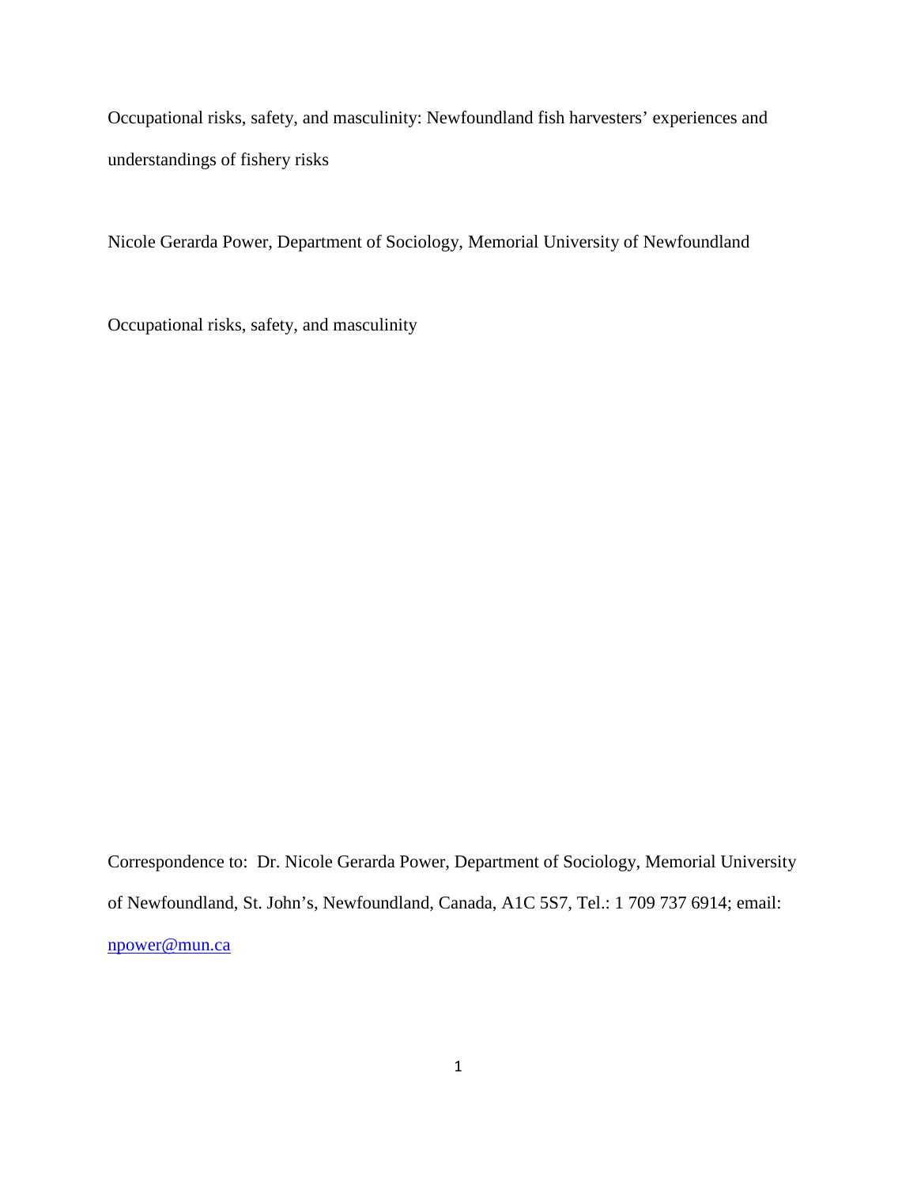# Occupational risks, safety, and masculinity: Newfoundland fish harvesters' experiences and understandings of fishery risks

Nicole Gerarda Power, Department of Sociology, Memorial University of Newfoundland

Occupational risks, safety, and masculinity

Correspondence to: Dr. Nicole Gerarda Power, Department of Sociology, Memorial University of Newfoundland, St. John's, Newfoundland, Canada, A1C 5S7, Tel.: 1 709 737 6914; email: npower@mun.ca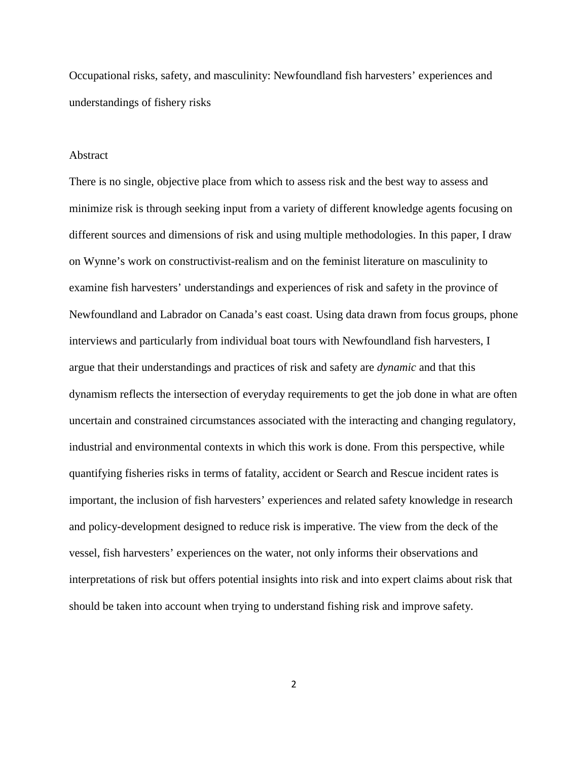# Occupational risks, safety, and masculinity: Newfoundland fish harvesters' experiences and understandings of fishery risks

## Abstract

There is no single, objective place from which to assess risk and the best way to assess and minimize risk is through seeking input from a variety of different knowledge agents focusing on different sources and dimensions of risk and using multiple methodologies. In this paper, I draw on Wynne's work on constructivist-realism and on the feminist literature on masculinity to examine fish harvesters' understandings and experiences of risk and safety in the province of Newfoundland and Labrador on Canada's east coast. Using data drawn from focus groups, phone interviews and particularly from individual boat tours with Newfoundland fish harvesters, I argue that their understandings and practices of risk and safety are *dynamic* and that this dynamism reflects the intersection of everyday requirements to get the job done in what are often uncertain and constrained circumstances associated with the interacting and changing regulatory, industrial and environmental contexts in which this work is done. From this perspective, while quantifying fisheries risks in terms of fatality, accident or Search and Rescue incident rates is important, the inclusion of fish harvesters' experiences and related safety knowledge in research and policy-development designed to reduce risk is imperative. The view from the deck of the vessel, fish harvesters' experiences on the water, not only informs their observations and interpretations of risk but offers potential insights into risk and into expert claims about risk that should be taken into account when trying to understand fishing risk and improve safety.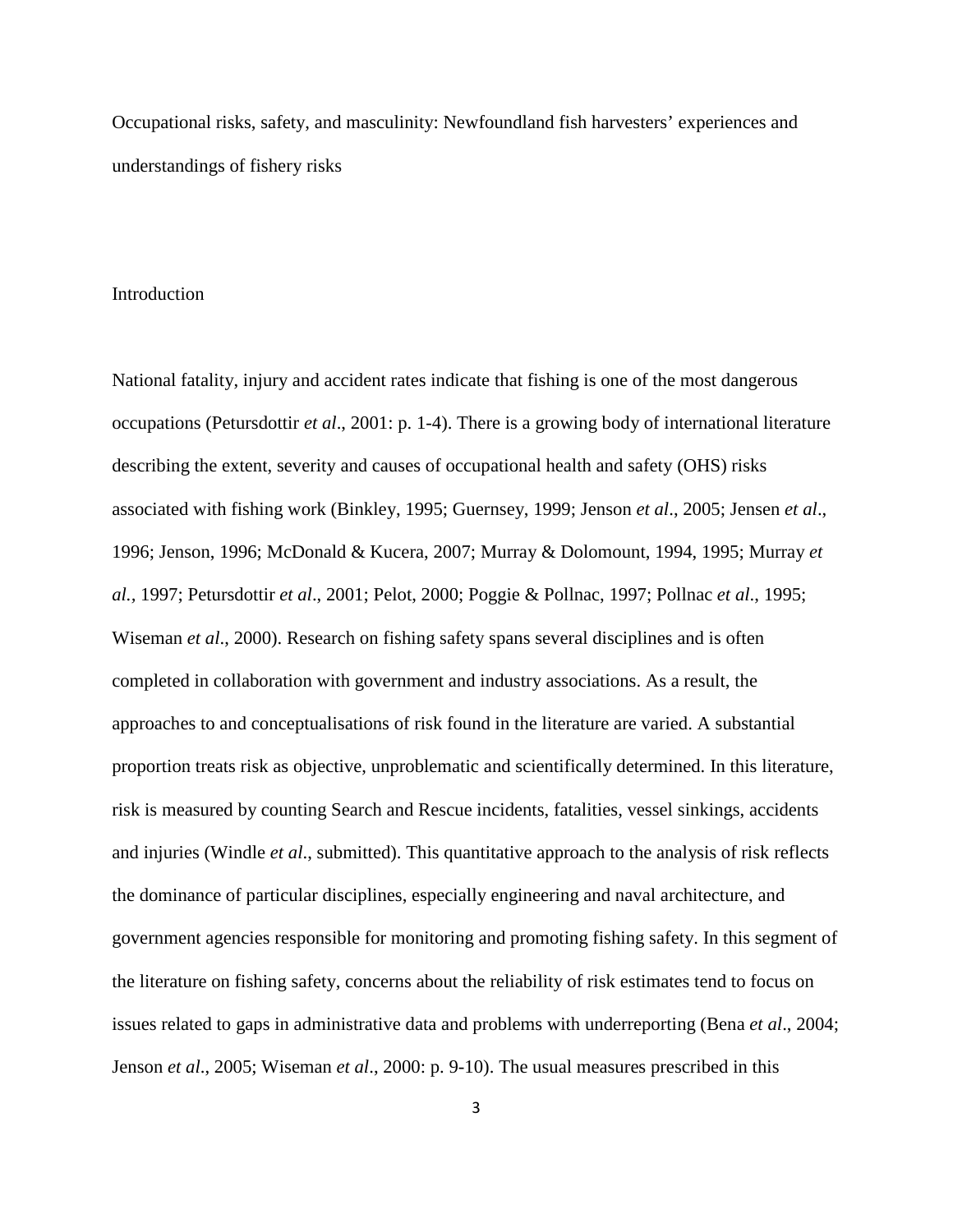Occupational risks, safety, and masculinity: Newfoundland fish harvesters' experiences and understandings of fishery risks

## Introduction

National fatality, injury and accident rates indicate that fishing is one of the most dangerous occupations (Petursdottir *et al*., 2001: p. 1-4). There is a growing body of international literature describing the extent, severity and causes of occupational health and safety (OHS) risks associated with fishing work (Binkley, 1995; Guernsey, 1999; Jenson *et al*., 2005; Jensen *et al*., 1996; Jenson, 1996; McDonald & Kucera, 2007; Murray & Dolomount, 1994, 1995; Murray *et al.*, 1997; Petursdottir *et al*., 2001; Pelot, 2000; Poggie & Pollnac, 1997; Pollnac *et al*., 1995; Wiseman *et al*., 2000). Research on fishing safety spans several disciplines and is often completed in collaboration with government and industry associations. As a result, the approaches to and conceptualisations of risk found in the literature are varied. A substantial proportion treats risk as objective, unproblematic and scientifically determined. In this literature, risk is measured by counting Search and Rescue incidents, fatalities, vessel sinkings, accidents and injuries (Windle *et al*., submitted). This quantitative approach to the analysis of risk reflects the dominance of particular disciplines, especially engineering and naval architecture, and government agencies responsible for monitoring and promoting fishing safety. In this segment of the literature on fishing safety, concerns about the reliability of risk estimates tend to focus on issues related to gaps in administrative data and problems with underreporting (Bena *et al*., 2004; Jenson *et al*., 2005; Wiseman *et al*., 2000: p. 9-10). The usual measures prescribed in this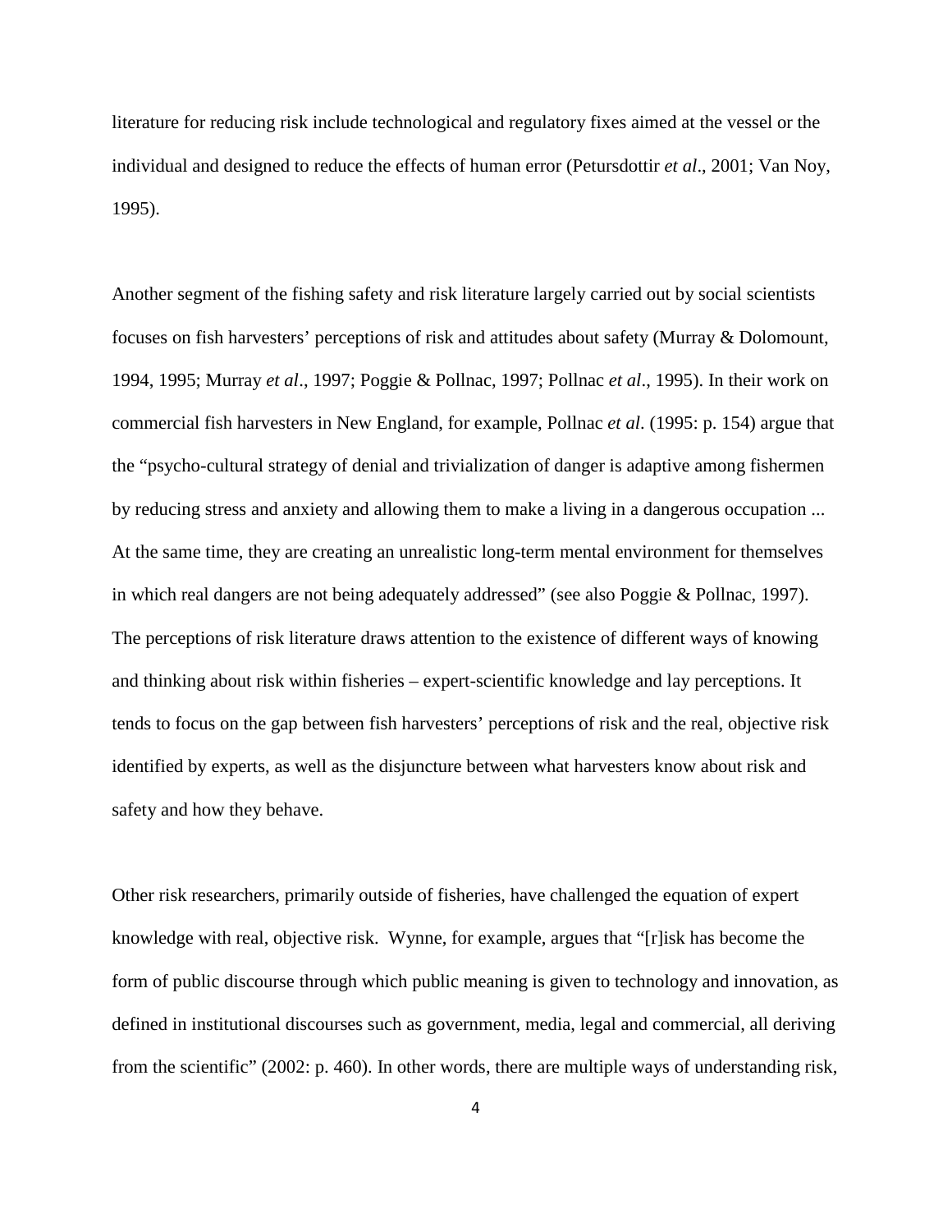literature for reducing risk include technological and regulatory fixes aimed at the vessel or the individual and designed to reduce the effects of human error (Petursdottir *et al*., 2001; Van Noy, 1995).

Another segment of the fishing safety and risk literature largely carried out by social scientists focuses on fish harvesters' perceptions of risk and attitudes about safety (Murray & Dolomount, 1994, 1995; Murray *et al*., 1997; Poggie & Pollnac, 1997; Pollnac *et al*., 1995). In their work on commercial fish harvesters in New England, for example, Pollnac *et al*. (1995: p. 154) argue that the "psycho-cultural strategy of denial and trivialization of danger is adaptive among fishermen by reducing stress and anxiety and allowing them to make a living in a dangerous occupation ... At the same time, they are creating an unrealistic long-term mental environment for themselves in which real dangers are not being adequately addressed" (see also Poggie & Pollnac, 1997). The perceptions of risk literature draws attention to the existence of different ways of knowing and thinking about risk within fisheries – expert-scientific knowledge and lay perceptions. It tends to focus on the gap between fish harvesters' perceptions of risk and the real, objective risk identified by experts, as well as the disjuncture between what harvesters know about risk and safety and how they behave.

Other risk researchers, primarily outside of fisheries, have challenged the equation of expert knowledge with real, objective risk. Wynne, for example, argues that "[r]isk has become the form of public discourse through which public meaning is given to technology and innovation, as defined in institutional discourses such as government, media, legal and commercial, all deriving from the scientific" (2002: p. 460). In other words, there are multiple ways of understanding risk,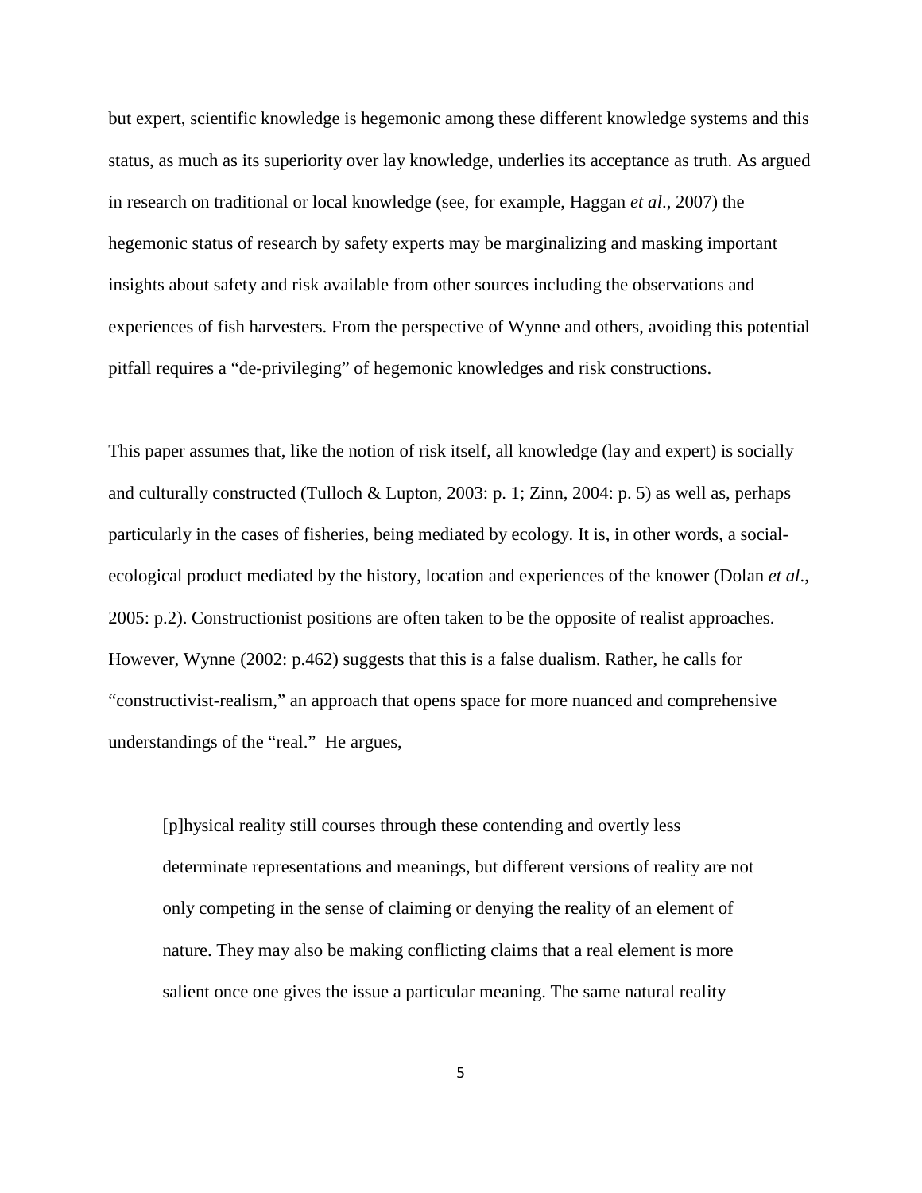but expert, scientific knowledge is hegemonic among these different knowledge systems and this status, as much as its superiority over lay knowledge, underlies its acceptance as truth. As argued in research on traditional or local knowledge (see, for example, Haggan *et al*., 2007) the hegemonic status of research by safety experts may be marginalizing and masking important insights about safety and risk available from other sources including the observations and experiences of fish harvesters. From the perspective of Wynne and others, avoiding this potential pitfall requires a "de-privileging" of hegemonic knowledges and risk constructions.

This paper assumes that, like the notion of risk itself, all knowledge (lay and expert) is socially and culturally constructed (Tulloch & Lupton, 2003: p. 1; Zinn, 2004: p. 5) as well as, perhaps particularly in the cases of fisheries, being mediated by ecology. It is, in other words, a social-ecological product mediated by the history, location and experiences of the knower (Dolan *et al*., 2005: p.2). Constructionist positions are often taken to be the opposite of realist approaches. However, Wynne (2002: p.462) suggests that this is a false dualism. Rather, he calls for "constructivist-realism," an approach that opens space for more nuanced and comprehensive understandings of the "real." He argues,

> [p]hysical reality still courses through these contending and overtly less determinate representations and meanings, but different versions of reality are not only competing in the sense of claiming or denying the reality of an element of nature. They may also be making conflicting claims that a real element is more salient once one gives the issue a particular meaning. The same natural reality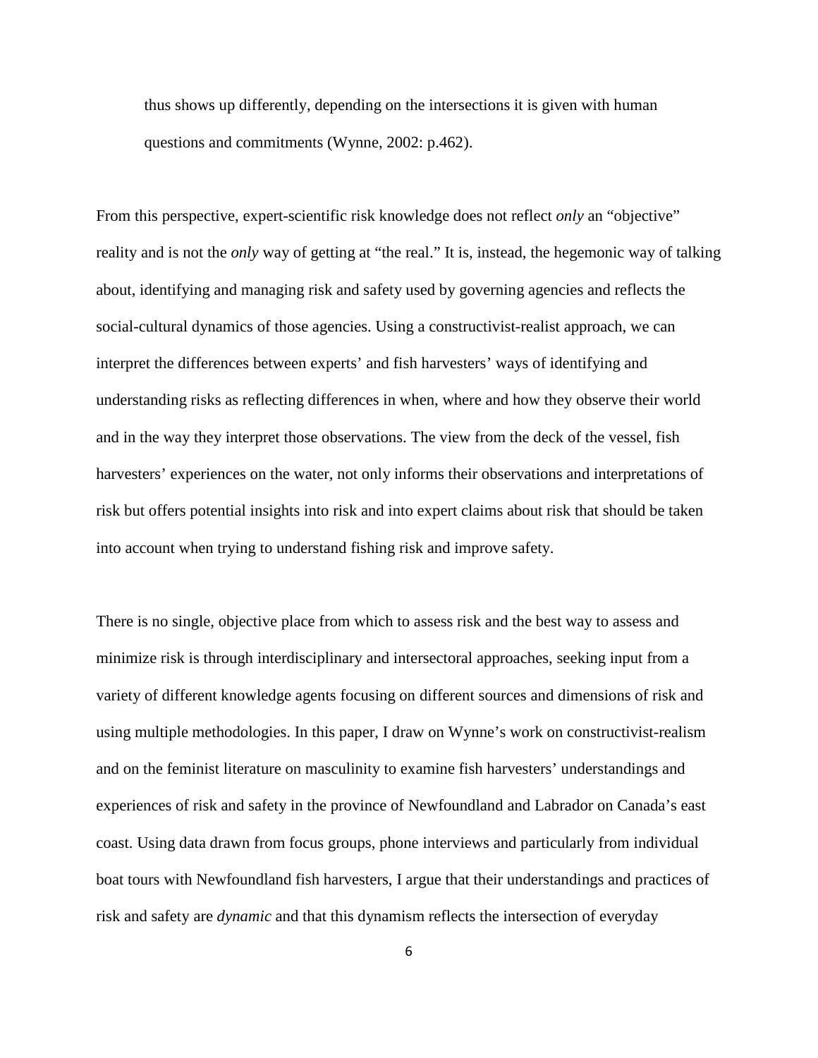> thus shows up differently, depending on the intersections it is given with human questions and commitments (Wynne, 2002: p.462).

From this perspective, expert-scientific risk knowledge does not reflect *only* an "objective" reality and is not the *only* way of getting at "the real." It is, instead, the hegemonic way of talking about, identifying and managing risk and safety used by governing agencies and reflects the social-cultural dynamics of those agencies. Using a constructivist-realist approach, we can interpret the differences between experts' and fish harvesters' ways of identifying and understanding risks as reflecting differences in when, where and how they observe their world and in the way they interpret those observations. The view from the deck of the vessel, fish harvesters' experiences on the water, not only informs their observations and interpretations of risk but offers potential insights into risk and into expert claims about risk that should be taken into account when trying to understand fishing risk and improve safety.

There is no single, objective place from which to assess risk and the best way to assess and minimize risk is through interdisciplinary and intersectoral approaches, seeking input from a variety of different knowledge agents focusing on different sources and dimensions of risk and using multiple methodologies. In this paper, I draw on Wynne's work on constructivist-realism and on the feminist literature on masculinity to examine fish harvesters' understandings and experiences of risk and safety in the province of Newfoundland and Labrador on Canada's east coast. Using data drawn from focus groups, phone interviews and particularly from individual boat tours with Newfoundland fish harvesters, I argue that their understandings and practices of risk and safety are *dynamic* and that this dynamism reflects the intersection of everyday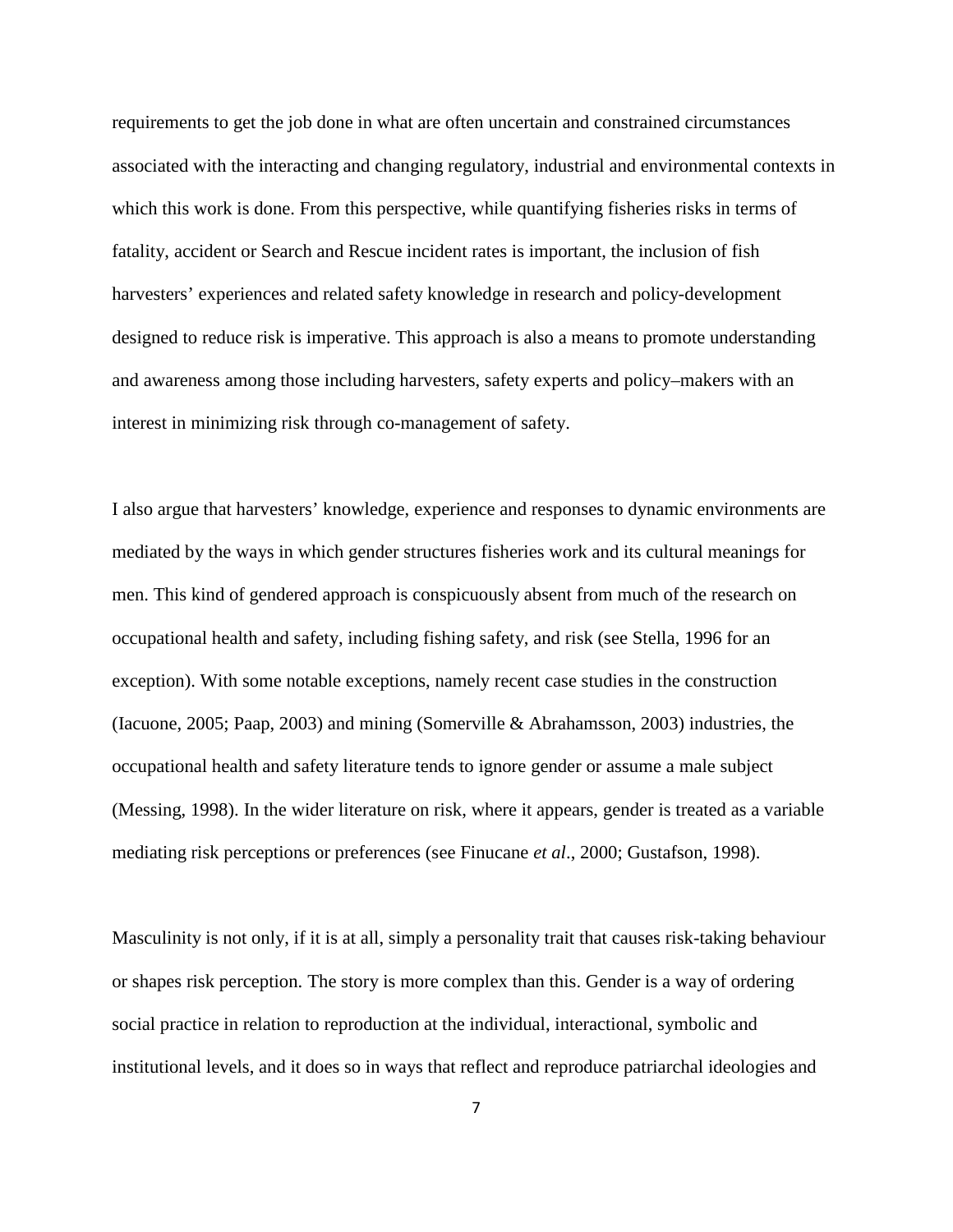requirements to get the job done in what are often uncertain and constrained circumstances associated with the interacting and changing regulatory, industrial and environmental contexts in which this work is done. From this perspective, while quantifying fisheries risks in terms of fatality, accident or Search and Rescue incident rates is important, the inclusion of fish harvesters' experiences and related safety knowledge in research and policy-development designed to reduce risk is imperative. This approach is also a means to promote understanding and awareness among those including harvesters, safety experts and policy–makers with an interest in minimizing risk through co-management of safety.

I also argue that harvesters' knowledge, experience and responses to dynamic environments are mediated by the ways in which gender structures fisheries work and its cultural meanings for men. This kind of gendered approach is conspicuously absent from much of the research on occupational health and safety, including fishing safety, and risk (see Stella, 1996 for an exception). With some notable exceptions, namely recent case studies in the construction (Iacuone, 2005; Paap, 2003) and mining (Somerville & Abrahamsson, 2003) industries, the occupational health and safety literature tends to ignore gender or assume a male subject (Messing, 1998). In the wider literature on risk, where it appears, gender is treated as a variable mediating risk perceptions or preferences (see Finucane *et al*., 2000; Gustafson, 1998).

Masculinity is not only, if it is at all, simply a personality trait that causes risk-taking behaviour or shapes risk perception. The story is more complex than this. Gender is a way of ordering social practice in relation to reproduction at the individual, interactional, symbolic and institutional levels, and it does so in ways that reflect and reproduce patriarchal ideologies and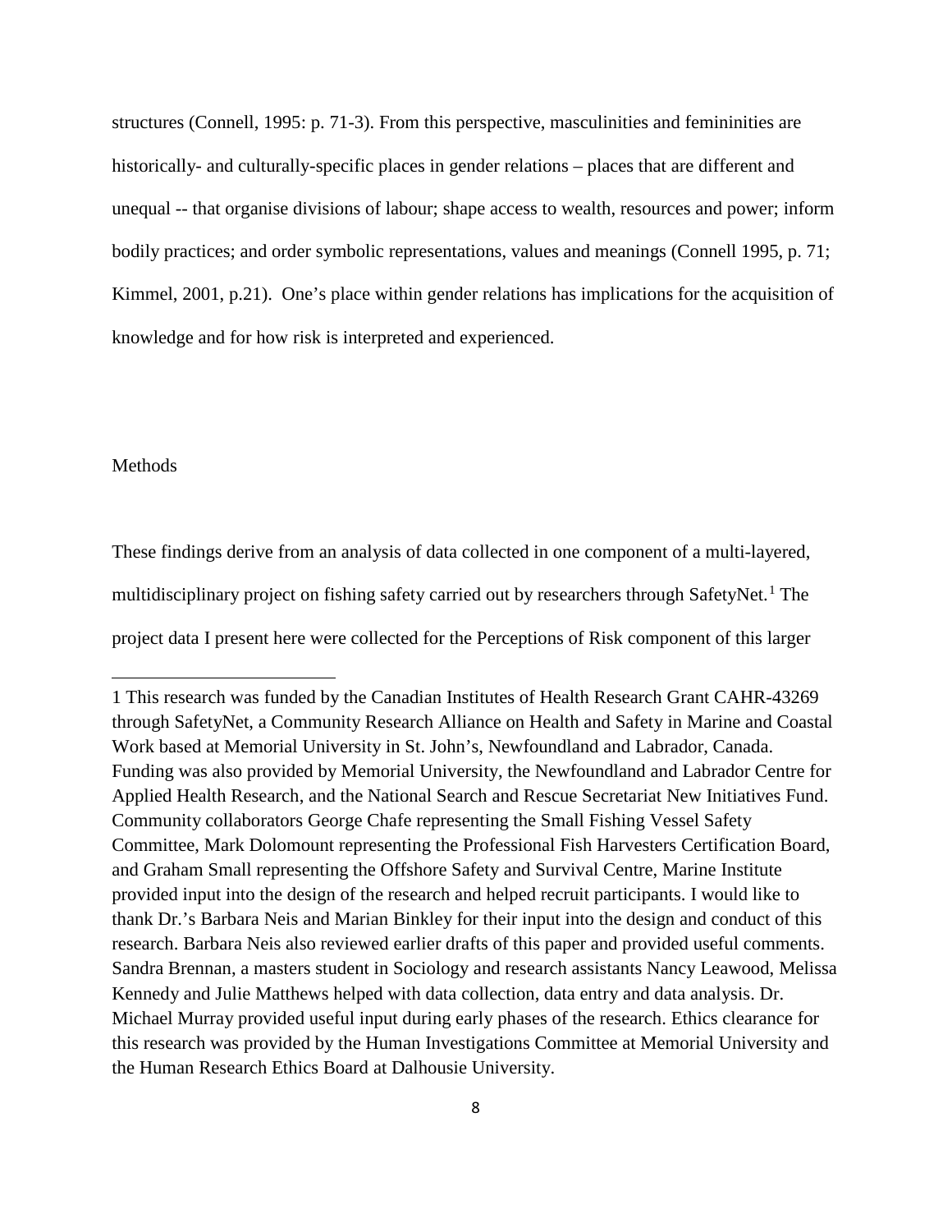structures (Connell, 1995: p. 71-3). From this perspective, masculinities and femininities are historically- and culturally-specific places in gender relations – places that are different and unequal -- that organise divisions of labour; shape access to wealth, resources and power; inform bodily practices; and order symbolic representations, values and meanings (Connell 1995, p. 71; Kimmel, 2001, p.21). One's place within gender relations has implications for the acquisition of knowledge and for how risk is interpreted and experienced.

## Methods

These findings derive from an analysis of data collected in one component of a multi-layered, multidisciplinary project on fishing safety carried out by researchers through SafetyNet.[1] The project data I present here were collected for the Perceptions of Risk component of this larger

---

1 This research was funded by the Canadian Institutes of Health Research Grant CAHR-43269 through SafetyNet, a Community Research Alliance on Health and Safety in Marine and Coastal Work based at Memorial University in St. John's, Newfoundland and Labrador, Canada. Funding was also provided by Memorial University, the Newfoundland and Labrador Centre for Applied Health Research, and the National Search and Rescue Secretariat New Initiatives Fund. Community collaborators George Chafe representing the Small Fishing Vessel Safety Committee, Mark Dolomount representing the Professional Fish Harvesters Certification Board, and Graham Small representing the Offshore Safety and Survival Centre, Marine Institute provided input into the design of the research and helped recruit participants. I would like to thank Dr.'s Barbara Neis and Marian Binkley for their input into the design and conduct of this research. Barbara Neis also reviewed earlier drafts of this paper and provided useful comments. Sandra Brennan, a masters student in Sociology and research assistants Nancy Leawood, Melissa Kennedy and Julie Matthews helped with data collection, data entry and data analysis. Dr. Michael Murray provided useful input during early phases of the research. Ethics clearance for this research was provided by the Human Investigations Committee at Memorial University and the Human Research Ethics Board at Dalhousie University.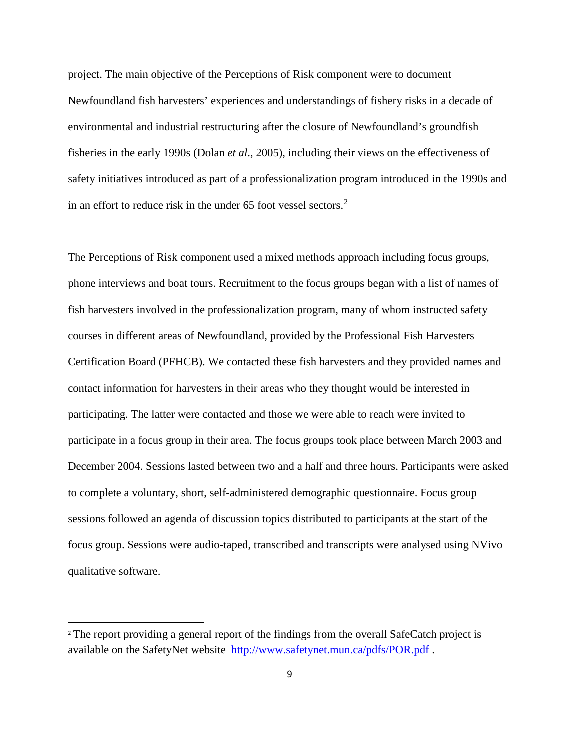project. The main objective of the Perceptions of Risk component were to document Newfoundland fish harvesters' experiences and understandings of fishery risks in a decade of environmental and industrial restructuring after the closure of Newfoundland's groundfish fisheries in the early 1990s (Dolan *et al*., 2005), including their views on the effectiveness of safety initiatives introduced as part of a professionalization program introduced in the 1990s and in an effort to reduce risk in the under 65 foot vessel sectors.[2]

The Perceptions of Risk component used a mixed methods approach including focus groups, phone interviews and boat tours. Recruitment to the focus groups began with a list of names of fish harvesters involved in the professionalization program, many of whom instructed safety courses in different areas of Newfoundland, provided by the Professional Fish Harvesters Certification Board (PFHCB). We contacted these fish harvesters and they provided names and contact information for harvesters in their areas who they thought would be interested in participating. The latter were contacted and those we were able to reach were invited to participate in a focus group in their area. The focus groups took place between March 2003 and December 2004. Sessions lasted between two and a half and three hours. Participants were asked to complete a voluntary, short, self-administered demographic questionnaire. Focus group sessions followed an agenda of discussion topics distributed to participants at the start of the focus group. Sessions were audio-taped, transcribed and transcripts were analysed using NVivo qualitative software.

---

[2] The report providing a general report of the findings from the overall SafeCatch project is available on the SafetyNet website http://www.safetynet.mun.ca/pdfs/POR.pdf .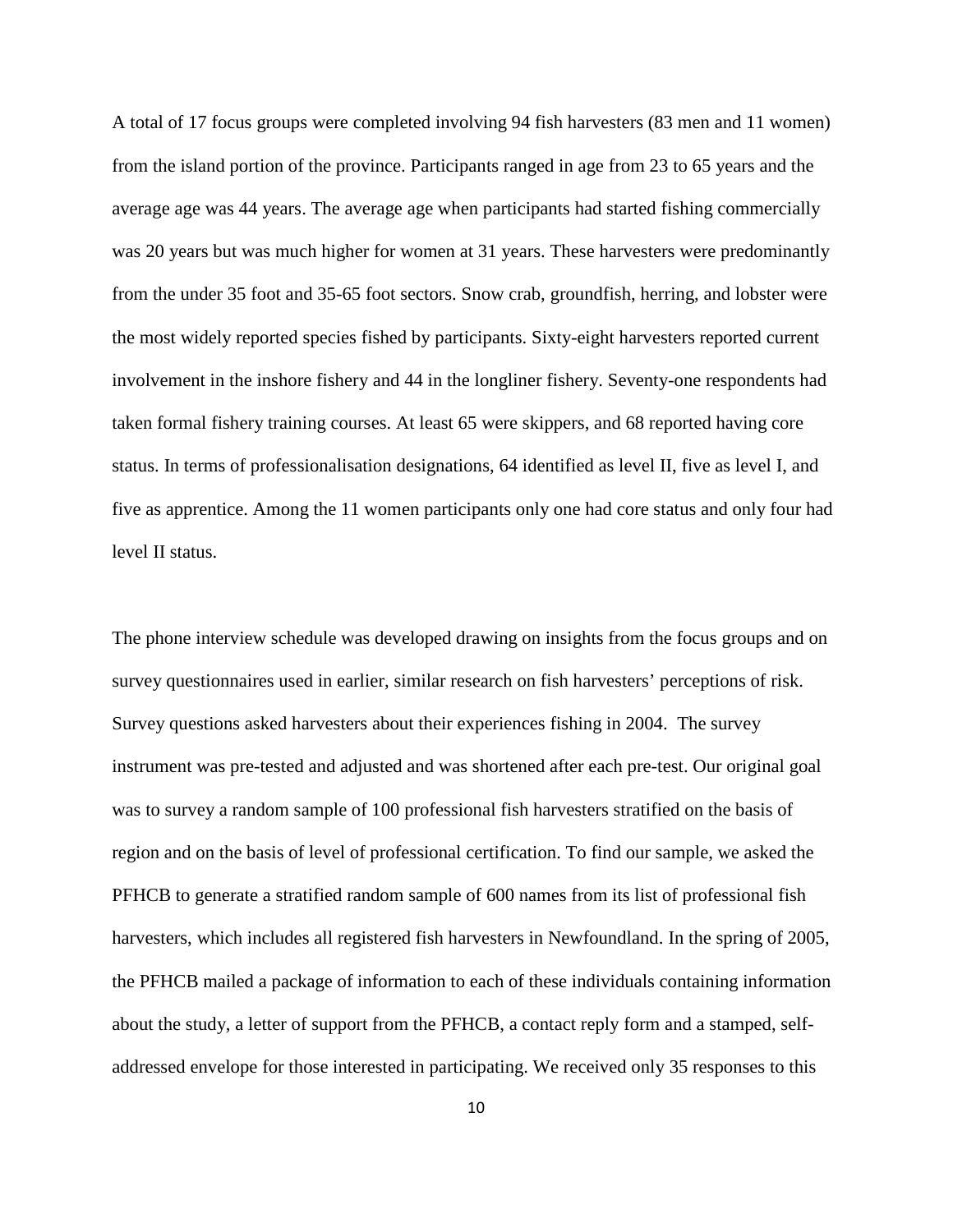A total of 17 focus groups were completed involving 94 fish harvesters (83 men and 11 women) from the island portion of the province. Participants ranged in age from 23 to 65 years and the average age was 44 years. The average age when participants had started fishing commercially was 20 years but was much higher for women at 31 years. These harvesters were predominantly from the under 35 foot and 35-65 foot sectors. Snow crab, groundfish, herring, and lobster were the most widely reported species fished by participants. Sixty-eight harvesters reported current involvement in the inshore fishery and 44 in the longliner fishery. Seventy-one respondents had taken formal fishery training courses. At least 65 were skippers, and 68 reported having core status. In terms of professionalisation designations, 64 identified as level II, five as level I, and five as apprentice. Among the 11 women participants only one had core status and only four had level II status.

The phone interview schedule was developed drawing on insights from the focus groups and on survey questionnaires used in earlier, similar research on fish harvesters' perceptions of risk. Survey questions asked harvesters about their experiences fishing in 2004. The survey instrument was pre-tested and adjusted and was shortened after each pre-test. Our original goal was to survey a random sample of 100 professional fish harvesters stratified on the basis of region and on the basis of level of professional certification. To find our sample, we asked the PFHCB to generate a stratified random sample of 600 names from its list of professional fish harvesters, which includes all registered fish harvesters in Newfoundland. In the spring of 2005, the PFHCB mailed a package of information to each of these individuals containing information about the study, a letter of support from the PFHCB, a contact reply form and a stamped, self-addressed envelope for those interested in participating. We received only 35 responses to this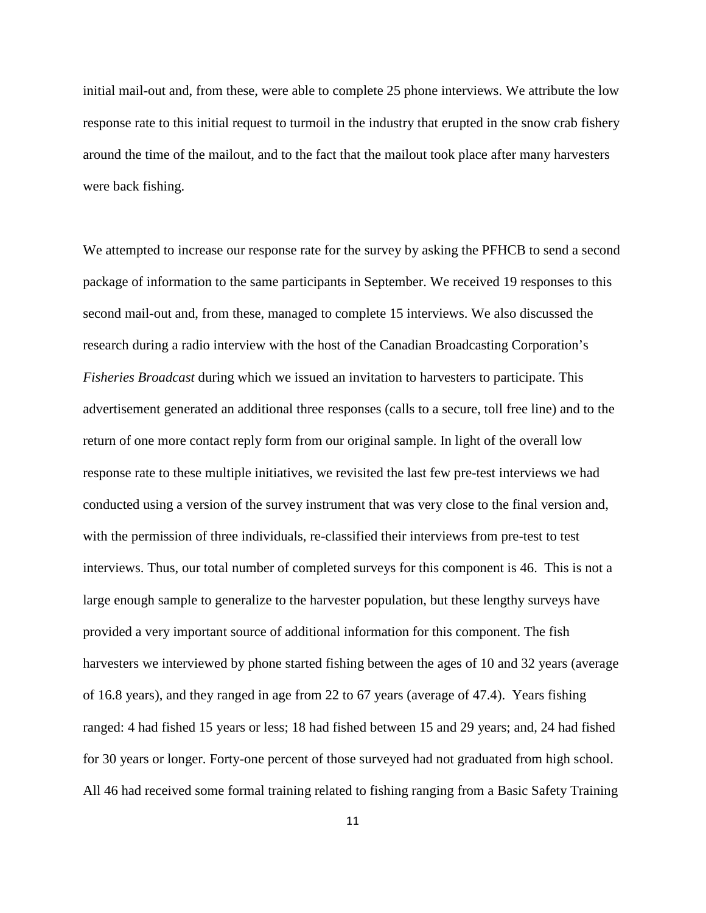initial mail-out and, from these, were able to complete 25 phone interviews. We attribute the low response rate to this initial request to turmoil in the industry that erupted in the snow crab fishery around the time of the mailout, and to the fact that the mailout took place after many harvesters were back fishing.

We attempted to increase our response rate for the survey by asking the PFHCB to send a second package of information to the same participants in September. We received 19 responses to this second mail-out and, from these, managed to complete 15 interviews. We also discussed the research during a radio interview with the host of the Canadian Broadcasting Corporation's *Fisheries Broadcast* during which we issued an invitation to harvesters to participate. This advertisement generated an additional three responses (calls to a secure, toll free line) and to the return of one more contact reply form from our original sample. In light of the overall low response rate to these multiple initiatives, we revisited the last few pre-test interviews we had conducted using a version of the survey instrument that was very close to the final version and, with the permission of three individuals, re-classified their interviews from pre-test to test interviews. Thus, our total number of completed surveys for this component is 46. This is not a large enough sample to generalize to the harvester population, but these lengthy surveys have provided a very important source of additional information for this component. The fish harvesters we interviewed by phone started fishing between the ages of 10 and 32 years (average of 16.8 years), and they ranged in age from 22 to 67 years (average of 47.4). Years fishing ranged: 4 had fished 15 years or less; 18 had fished between 15 and 29 years; and, 24 had fished for 30 years or longer. Forty-one percent of those surveyed had not graduated from high school. All 46 had received some formal training related to fishing ranging from a Basic Safety Training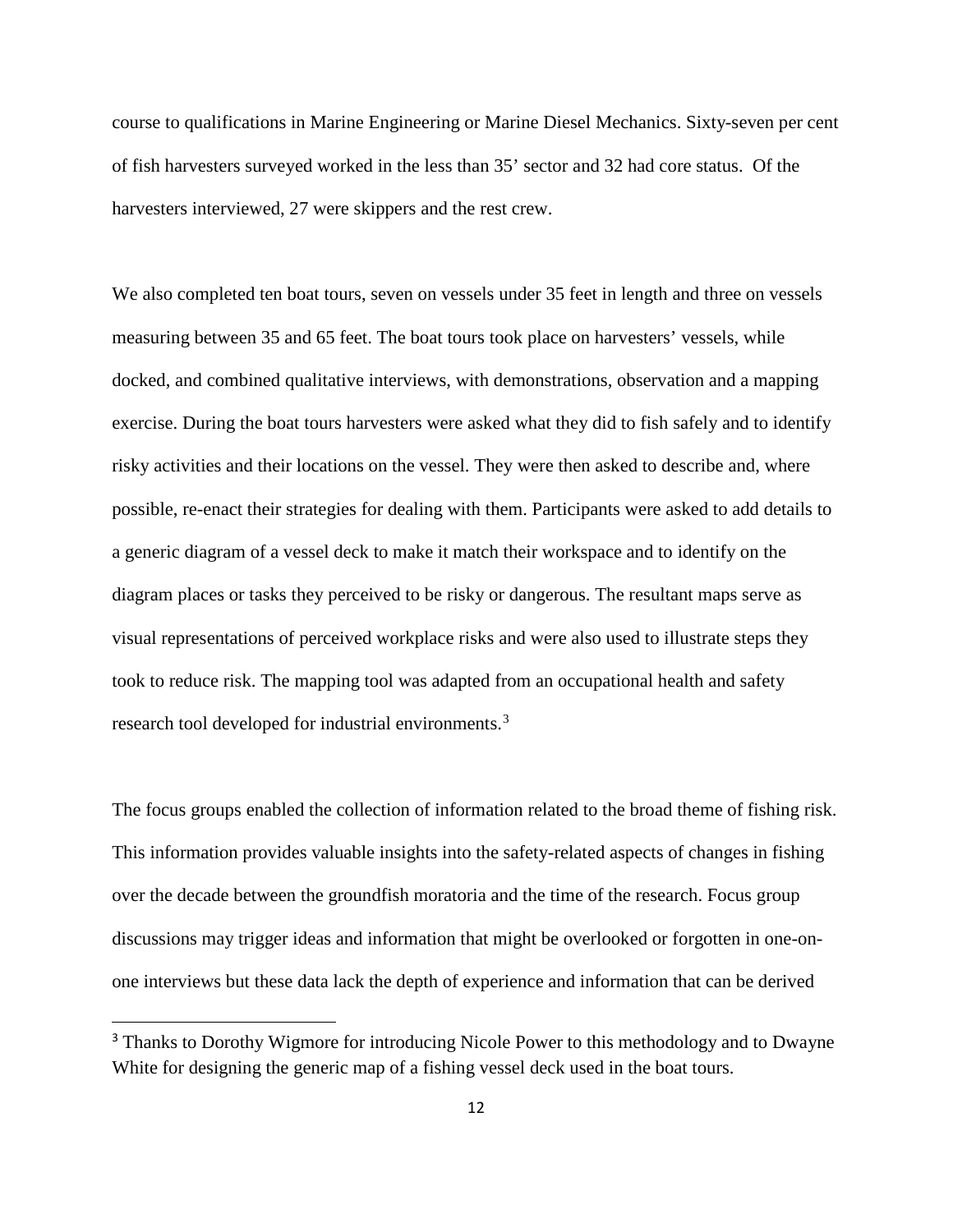course to qualifications in Marine Engineering or Marine Diesel Mechanics. Sixty-seven per cent of fish harvesters surveyed worked in the less than 35' sector and 32 had core status. Of the harvesters interviewed, 27 were skippers and the rest crew.

We also completed ten boat tours, seven on vessels under 35 feet in length and three on vessels measuring between 35 and 65 feet. The boat tours took place on harvesters' vessels, while docked, and combined qualitative interviews, with demonstrations, observation and a mapping exercise. During the boat tours harvesters were asked what they did to fish safely and to identify risky activities and their locations on the vessel. They were then asked to describe and, where possible, re-enact their strategies for dealing with them. Participants were asked to add details to a generic diagram of a vessel deck to make it match their workspace and to identify on the diagram places or tasks they perceived to be risky or dangerous. The resultant maps serve as visual representations of perceived workplace risks and were also used to illustrate steps they took to reduce risk. The mapping tool was adapted from an occupational health and safety research tool developed for industrial environments.[3]

The focus groups enabled the collection of information related to the broad theme of fishing risk. This information provides valuable insights into the safety-related aspects of changes in fishing over the decade between the groundfish moratoria and the time of the research. Focus group discussions may trigger ideas and information that might be overlooked or forgotten in one-on-one interviews but these data lack the depth of experience and information that can be derived

[3] Thanks to Dorothy Wigmore for introducing Nicole Power to this methodology and to Dwayne White for designing the generic map of a fishing vessel deck used in the boat tours.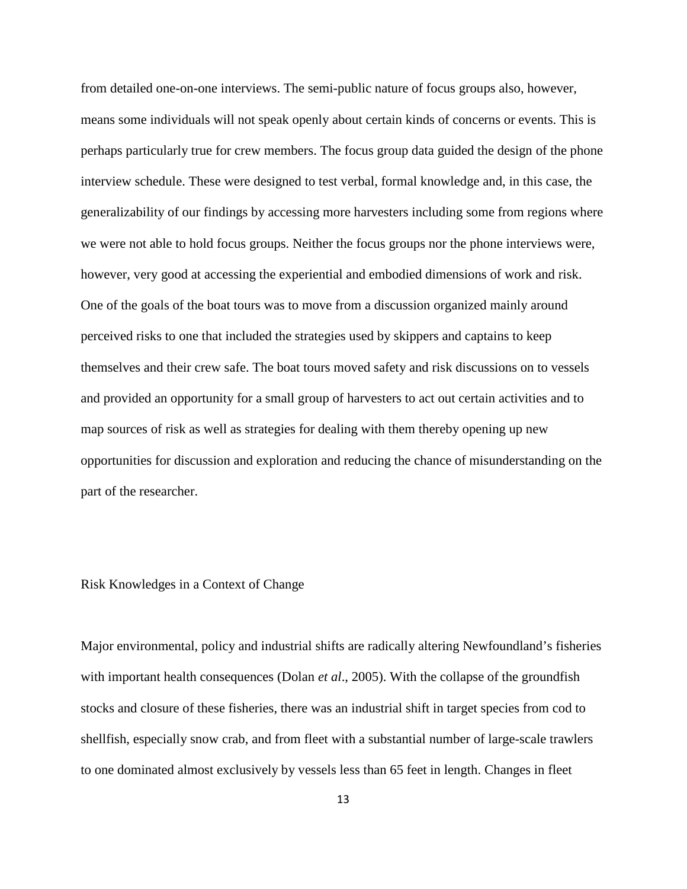from detailed one-on-one interviews. The semi-public nature of focus groups also, however, means some individuals will not speak openly about certain kinds of concerns or events. This is perhaps particularly true for crew members. The focus group data guided the design of the phone interview schedule. These were designed to test verbal, formal knowledge and, in this case, the generalizability of our findings by accessing more harvesters including some from regions where we were not able to hold focus groups. Neither the focus groups nor the phone interviews were, however, very good at accessing the experiential and embodied dimensions of work and risk. One of the goals of the boat tours was to move from a discussion organized mainly around perceived risks to one that included the strategies used by skippers and captains to keep themselves and their crew safe. The boat tours moved safety and risk discussions on to vessels and provided an opportunity for a small group of harvesters to act out certain activities and to map sources of risk as well as strategies for dealing with them thereby opening up new opportunities for discussion and exploration and reducing the chance of misunderstanding on the part of the researcher.

## Risk Knowledges in a Context of Change

Major environmental, policy and industrial shifts are radically altering Newfoundland's fisheries with important health consequences (Dolan *et al*., 2005). With the collapse of the groundfish stocks and closure of these fisheries, there was an industrial shift in target species from cod to shellfish, especially snow crab, and from fleet with a substantial number of large-scale trawlers to one dominated almost exclusively by vessels less than 65 feet in length. Changes in fleet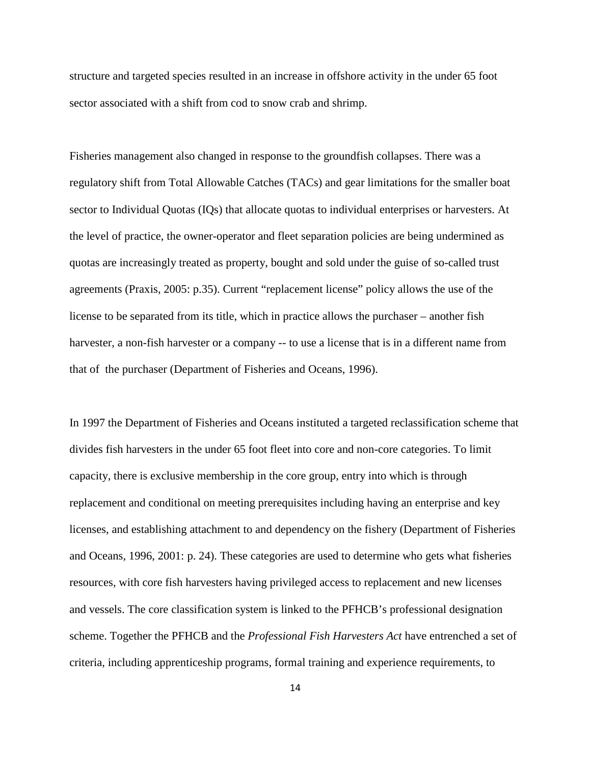structure and targeted species resulted in an increase in offshore activity in the under 65 foot sector associated with a shift from cod to snow crab and shrimp.

Fisheries management also changed in response to the groundfish collapses. There was a regulatory shift from Total Allowable Catches (TACs) and gear limitations for the smaller boat sector to Individual Quotas (IQs) that allocate quotas to individual enterprises or harvesters. At the level of practice, the owner-operator and fleet separation policies are being undermined as quotas are increasingly treated as property, bought and sold under the guise of so-called trust agreements (Praxis, 2005: p.35). Current "replacement license" policy allows the use of the license to be separated from its title, which in practice allows the purchaser – another fish harvester, a non-fish harvester or a company -- to use a license that is in a different name from that of the purchaser (Department of Fisheries and Oceans, 1996).

In 1997 the Department of Fisheries and Oceans instituted a targeted reclassification scheme that divides fish harvesters in the under 65 foot fleet into core and non-core categories. To limit capacity, there is exclusive membership in the core group, entry into which is through replacement and conditional on meeting prerequisites including having an enterprise and key licenses, and establishing attachment to and dependency on the fishery (Department of Fisheries and Oceans, 1996, 2001: p. 24). These categories are used to determine who gets what fisheries resources, with core fish harvesters having privileged access to replacement and new licenses and vessels. The core classification system is linked to the PFHCB's professional designation scheme. Together the PFHCB and the *Professional Fish Harvesters Act* have entrenched a set of criteria, including apprenticeship programs, formal training and experience requirements, to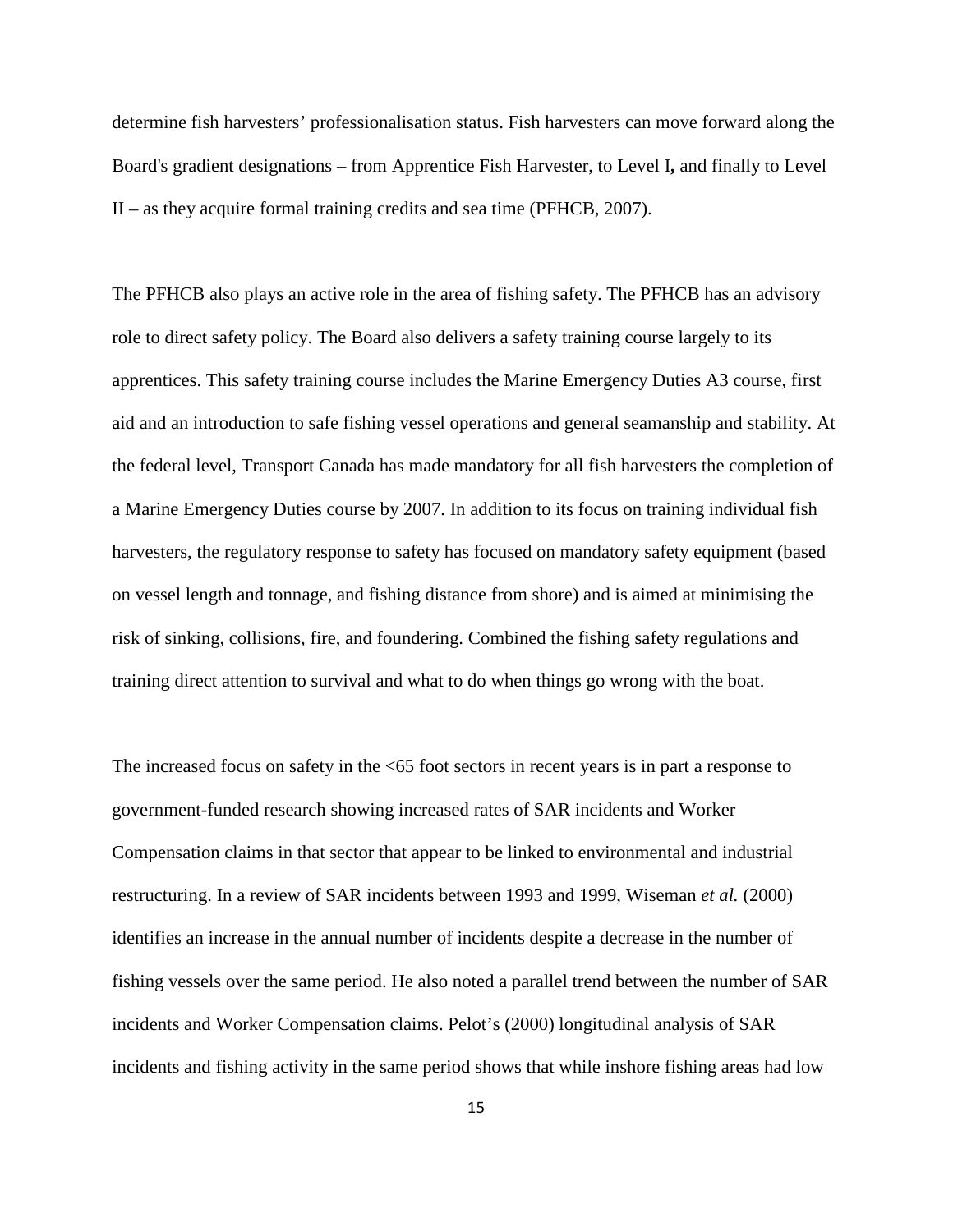determine fish harvesters' professionalisation status. Fish harvesters can move forward along the Board's gradient designations – from Apprentice Fish Harvester, to Level I**,** and finally to Level II – as they acquire formal training credits and sea time (PFHCB, 2007).

The PFHCB also plays an active role in the area of fishing safety. The PFHCB has an advisory role to direct safety policy. The Board also delivers a safety training course largely to its apprentices. This safety training course includes the Marine Emergency Duties A3 course, first aid and an introduction to safe fishing vessel operations and general seamanship and stability. At the federal level, Transport Canada has made mandatory for all fish harvesters the completion of a Marine Emergency Duties course by 2007. In addition to its focus on training individual fish harvesters, the regulatory response to safety has focused on mandatory safety equipment (based on vessel length and tonnage, and fishing distance from shore) and is aimed at minimising the risk of sinking, collisions, fire, and foundering. Combined the fishing safety regulations and training direct attention to survival and what to do when things go wrong with the boat.

The increased focus on safety in the <65 foot sectors in recent years is in part a response to government-funded research showing increased rates of SAR incidents and Worker Compensation claims in that sector that appear to be linked to environmental and industrial restructuring. In a review of SAR incidents between 1993 and 1999, Wiseman *et al.* (2000) identifies an increase in the annual number of incidents despite a decrease in the number of fishing vessels over the same period. He also noted a parallel trend between the number of SAR incidents and Worker Compensation claims. Pelot's (2000) longitudinal analysis of SAR incidents and fishing activity in the same period shows that while inshore fishing areas had low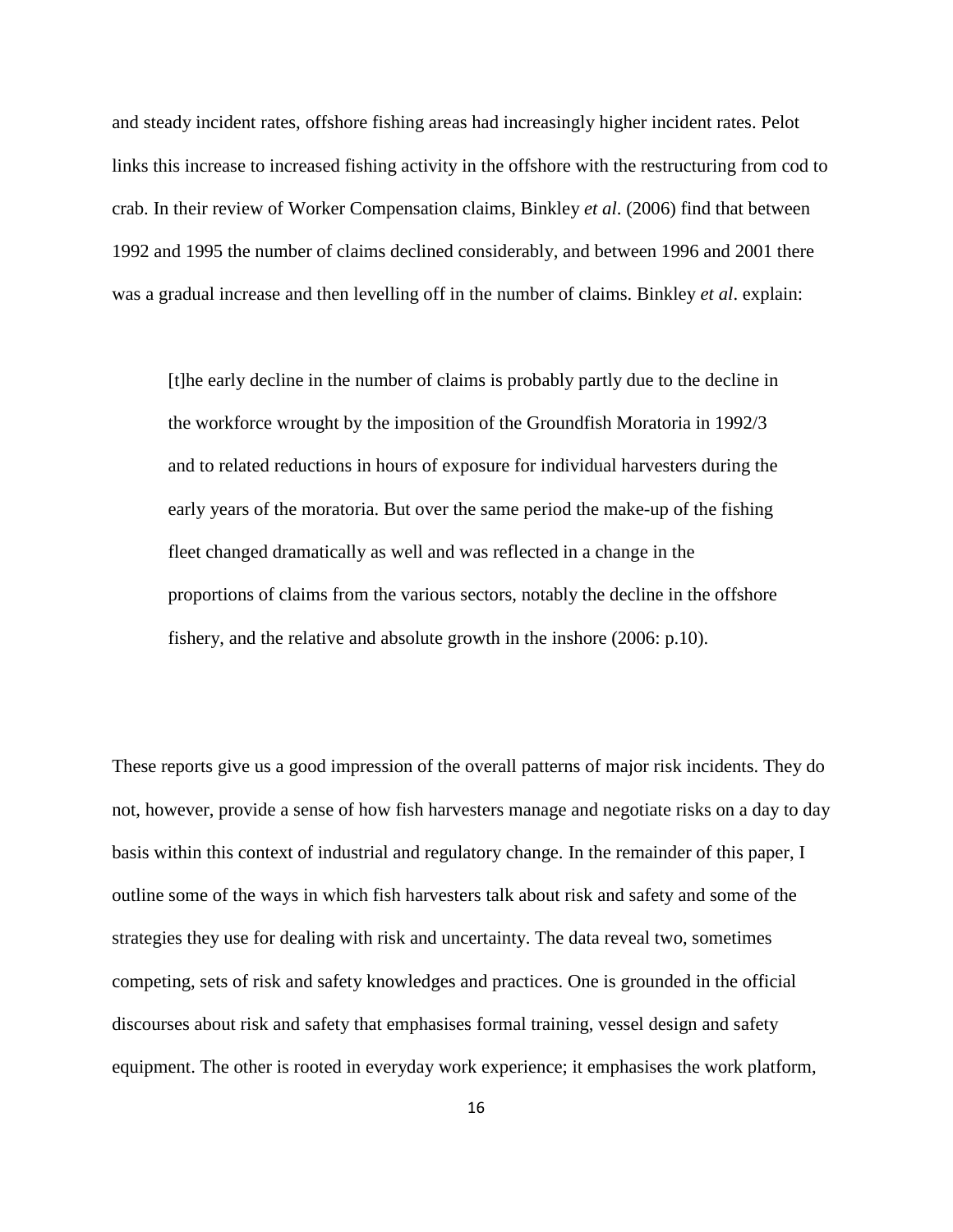and steady incident rates, offshore fishing areas had increasingly higher incident rates. Pelot links this increase to increased fishing activity in the offshore with the restructuring from cod to crab. In their review of Worker Compensation claims, Binkley *et al*. (2006) find that between 1992 and 1995 the number of claims declined considerably, and between 1996 and 2001 there was a gradual increase and then levelling off in the number of claims. Binkley *et al*. explain:

> [t]he early decline in the number of claims is probably partly due to the decline in the workforce wrought by the imposition of the Groundfish Moratoria in 1992/3 and to related reductions in hours of exposure for individual harvesters during the early years of the moratoria. But over the same period the make-up of the fishing fleet changed dramatically as well and was reflected in a change in the proportions of claims from the various sectors, notably the decline in the offshore fishery, and the relative and absolute growth in the inshore (2006: p.10).

These reports give us a good impression of the overall patterns of major risk incidents. They do not, however, provide a sense of how fish harvesters manage and negotiate risks on a day to day basis within this context of industrial and regulatory change. In the remainder of this paper, I outline some of the ways in which fish harvesters talk about risk and safety and some of the strategies they use for dealing with risk and uncertainty. The data reveal two, sometimes competing, sets of risk and safety knowledges and practices. One is grounded in the official discourses about risk and safety that emphasises formal training, vessel design and safety equipment. The other is rooted in everyday work experience; it emphasises the work platform,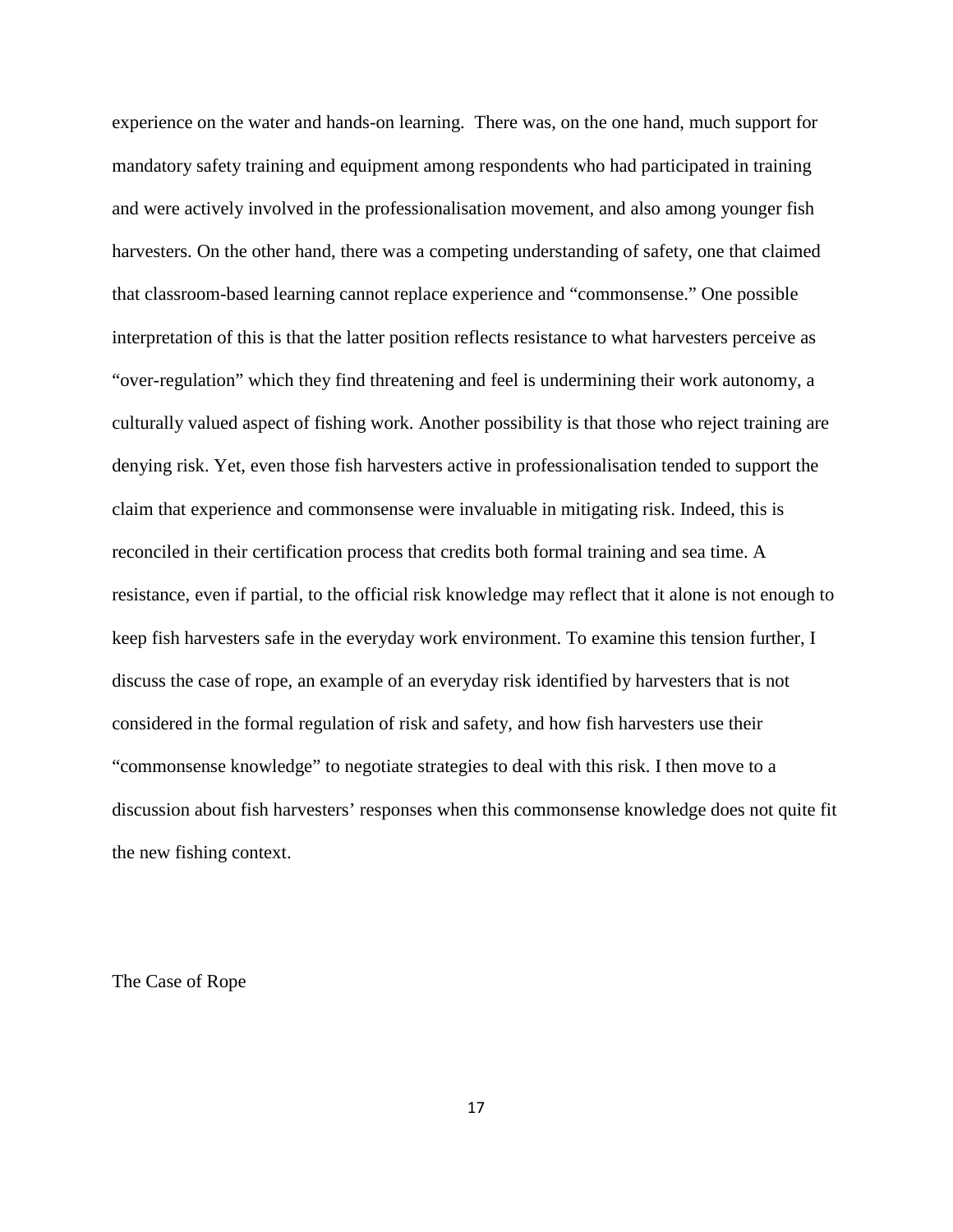experience on the water and hands-on learning. There was, on the one hand, much support for mandatory safety training and equipment among respondents who had participated in training and were actively involved in the professionalisation movement, and also among younger fish harvesters. On the other hand, there was a competing understanding of safety, one that claimed that classroom-based learning cannot replace experience and "commonsense." One possible interpretation of this is that the latter position reflects resistance to what harvesters perceive as "over-regulation" which they find threatening and feel is undermining their work autonomy, a culturally valued aspect of fishing work. Another possibility is that those who reject training are denying risk. Yet, even those fish harvesters active in professionalisation tended to support the claim that experience and commonsense were invaluable in mitigating risk. Indeed, this is reconciled in their certification process that credits both formal training and sea time. A resistance, even if partial, to the official risk knowledge may reflect that it alone is not enough to keep fish harvesters safe in the everyday work environment. To examine this tension further, I discuss the case of rope, an example of an everyday risk identified by harvesters that is not considered in the formal regulation of risk and safety, and how fish harvesters use their "commonsense knowledge" to negotiate strategies to deal with this risk. I then move to a discussion about fish harvesters' responses when this commonsense knowledge does not quite fit the new fishing context.

## The Case of Rope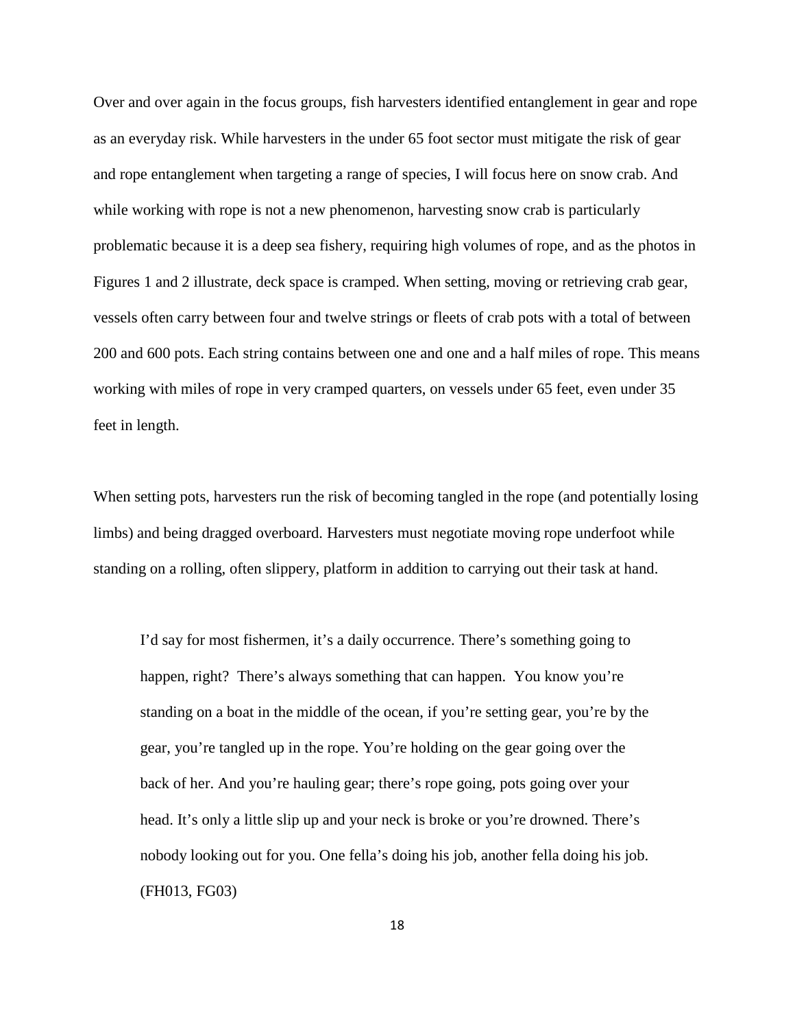Over and over again in the focus groups, fish harvesters identified entanglement in gear and rope as an everyday risk. While harvesters in the under 65 foot sector must mitigate the risk of gear and rope entanglement when targeting a range of species, I will focus here on snow crab. And while working with rope is not a new phenomenon, harvesting snow crab is particularly problematic because it is a deep sea fishery, requiring high volumes of rope, and as the photos in Figures 1 and 2 illustrate, deck space is cramped. When setting, moving or retrieving crab gear, vessels often carry between four and twelve strings or fleets of crab pots with a total of between 200 and 600 pots. Each string contains between one and one and a half miles of rope. This means working with miles of rope in very cramped quarters, on vessels under 65 feet, even under 35 feet in length.

When setting pots, harvesters run the risk of becoming tangled in the rope (and potentially losing limbs) and being dragged overboard. Harvesters must negotiate moving rope underfoot while standing on a rolling, often slippery, platform in addition to carrying out their task at hand.

> I'd say for most fishermen, it's a daily occurrence. There's something going to happen, right? There's always something that can happen. You know you're standing on a boat in the middle of the ocean, if you're setting gear, you're by the gear, you're tangled up in the rope. You're holding on the gear going over the back of her. And you're hauling gear; there's rope going, pots going over your head. It's only a little slip up and your neck is broke or you're drowned. There's nobody looking out for you. One fella's doing his job, another fella doing his job. (FH013, FG03)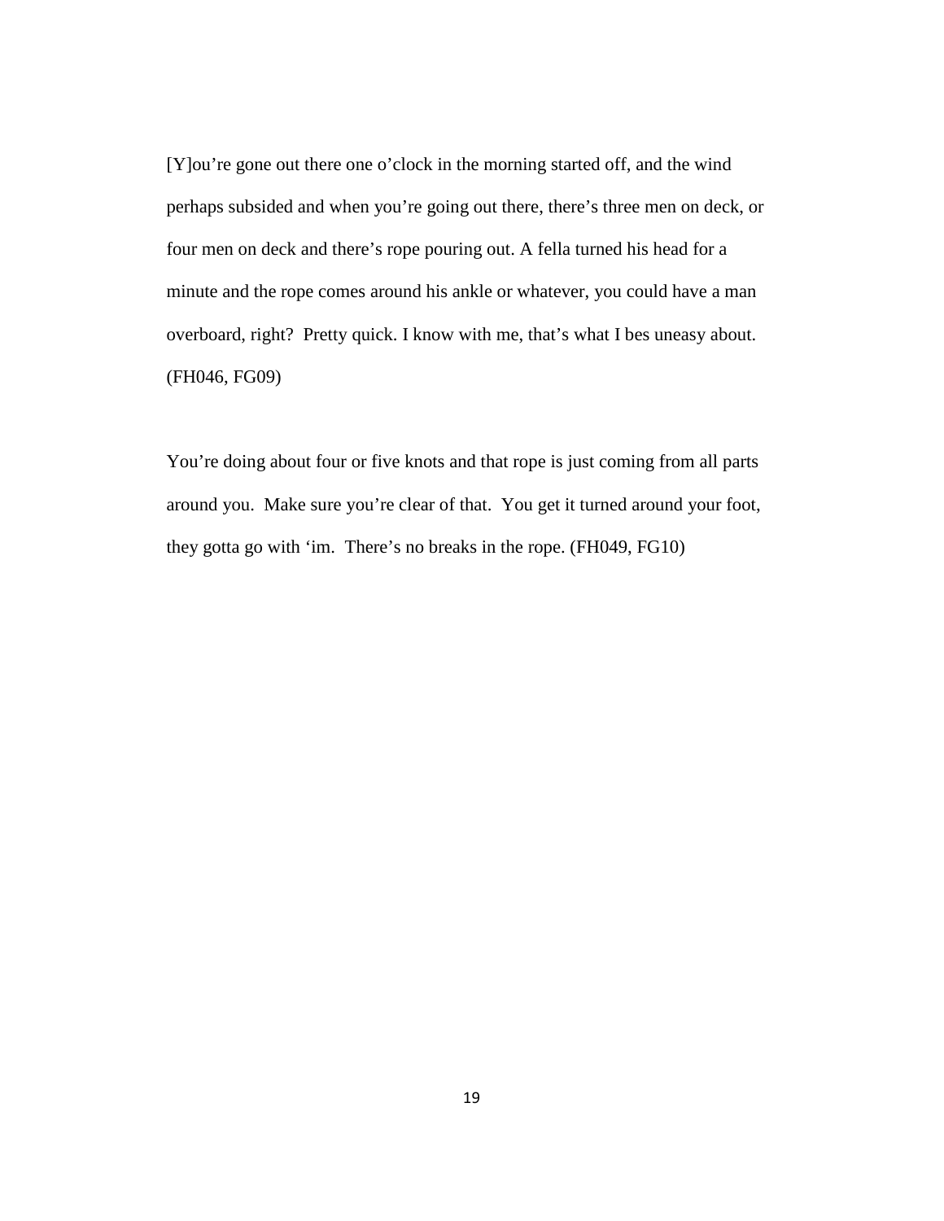[Y]ou’re gone out there one o’clock in the morning started off, and the wind perhaps subsided and when you’re going out there, there’s three men on deck, or four men on deck and there’s rope pouring out. A fella turned his head for a minute and the rope comes around his ankle or whatever, you could have a man overboard, right? Pretty quick. I know with me, that’s what I bes uneasy about. (FH046, FG09)

You’re doing about four or five knots and that rope is just coming from all parts around you. Make sure you’re clear of that. You get it turned around your foot, they gotta go with ‘im. There’s no breaks in the rope. (FH049, FG10)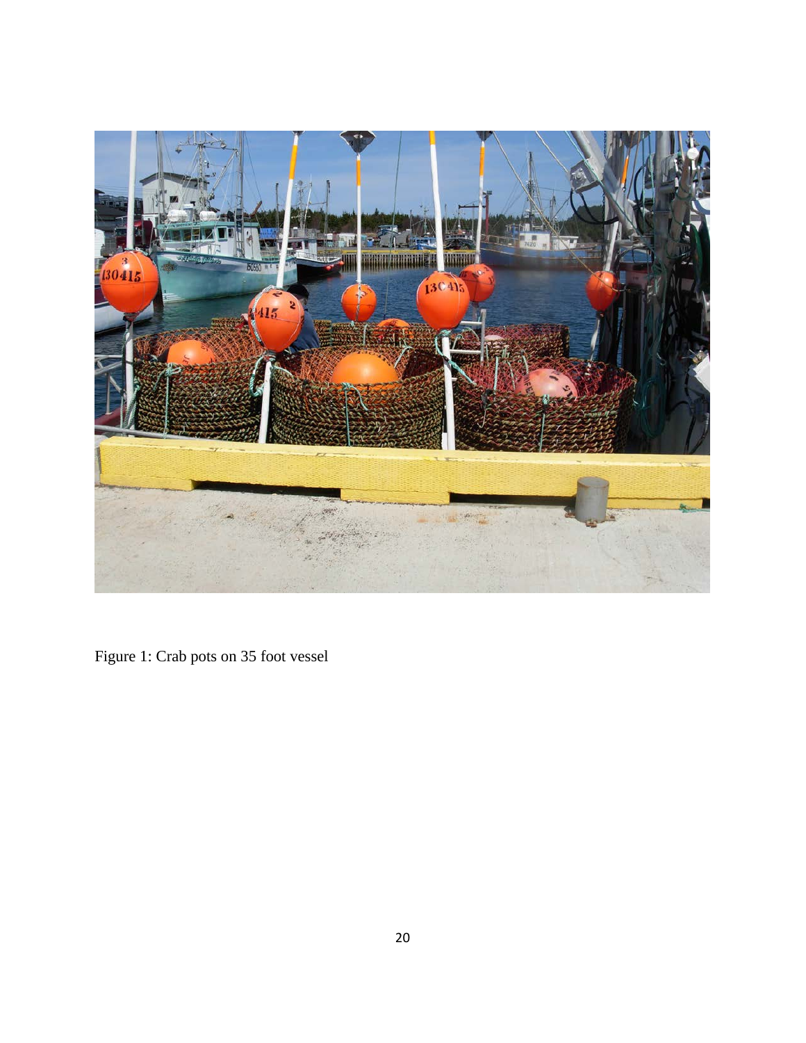Figure 1: Crab pots on 35 foot vessel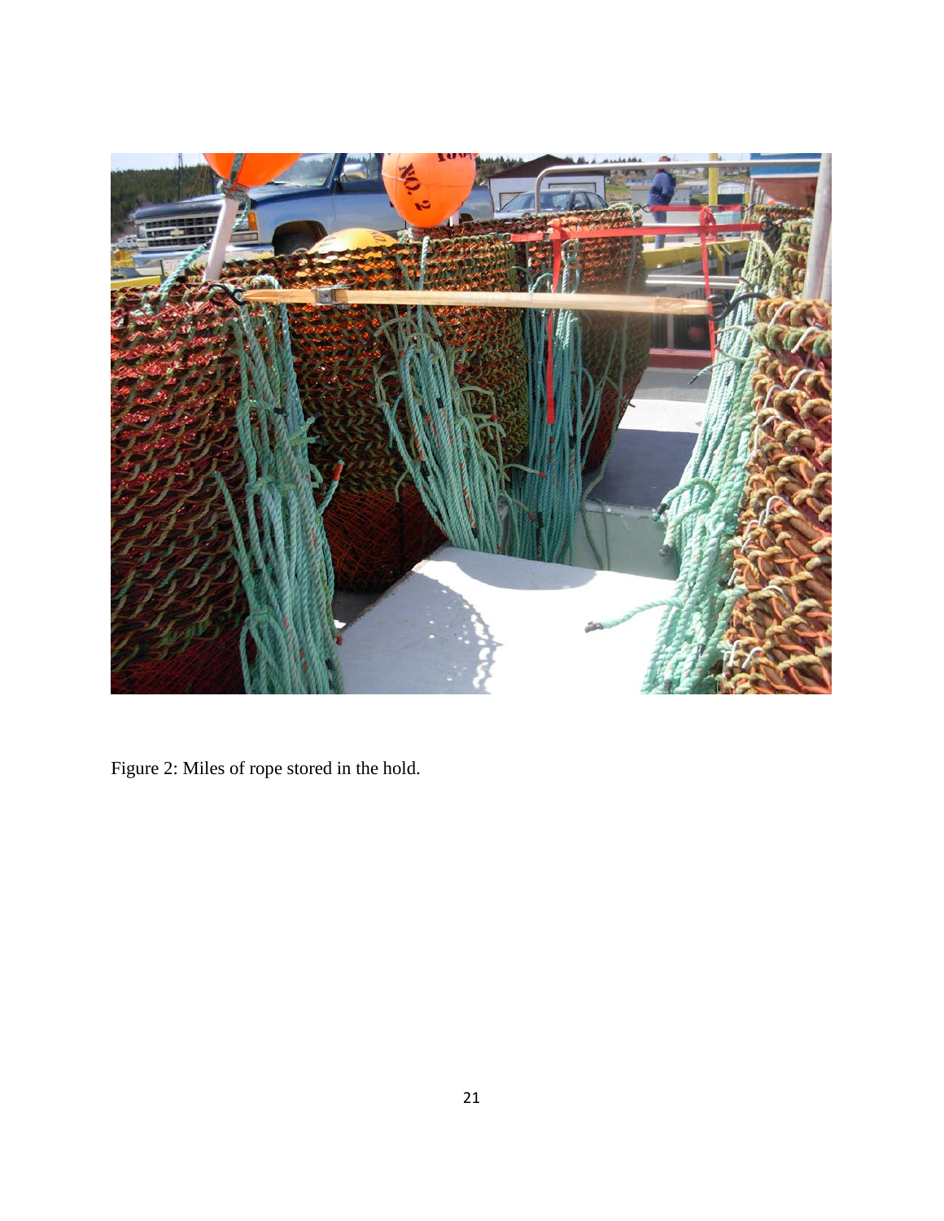Figure 2: Miles of rope stored in the hold.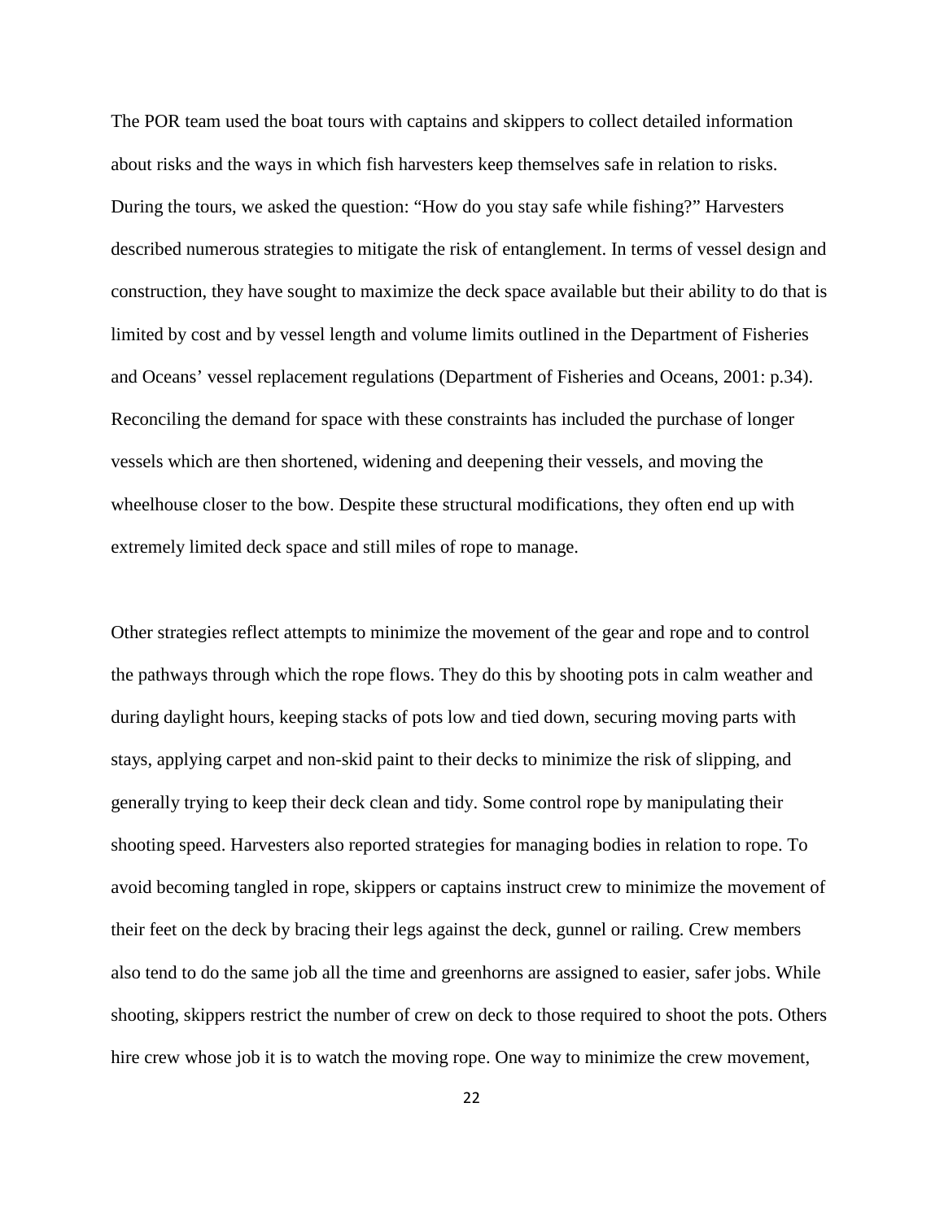The POR team used the boat tours with captains and skippers to collect detailed information about risks and the ways in which fish harvesters keep themselves safe in relation to risks. During the tours, we asked the question: "How do you stay safe while fishing?" Harvesters described numerous strategies to mitigate the risk of entanglement. In terms of vessel design and construction, they have sought to maximize the deck space available but their ability to do that is limited by cost and by vessel length and volume limits outlined in the Department of Fisheries and Oceans' vessel replacement regulations (Department of Fisheries and Oceans, 2001: p.34). Reconciling the demand for space with these constraints has included the purchase of longer vessels which are then shortened, widening and deepening their vessels, and moving the wheelhouse closer to the bow. Despite these structural modifications, they often end up with extremely limited deck space and still miles of rope to manage.

Other strategies reflect attempts to minimize the movement of the gear and rope and to control the pathways through which the rope flows. They do this by shooting pots in calm weather and during daylight hours, keeping stacks of pots low and tied down, securing moving parts with stays, applying carpet and non-skid paint to their decks to minimize the risk of slipping, and generally trying to keep their deck clean and tidy. Some control rope by manipulating their shooting speed. Harvesters also reported strategies for managing bodies in relation to rope. To avoid becoming tangled in rope, skippers or captains instruct crew to minimize the movement of their feet on the deck by bracing their legs against the deck, gunnel or railing. Crew members also tend to do the same job all the time and greenhorns are assigned to easier, safer jobs. While shooting, skippers restrict the number of crew on deck to those required to shoot the pots. Others hire crew whose job it is to watch the moving rope. One way to minimize the crew movement,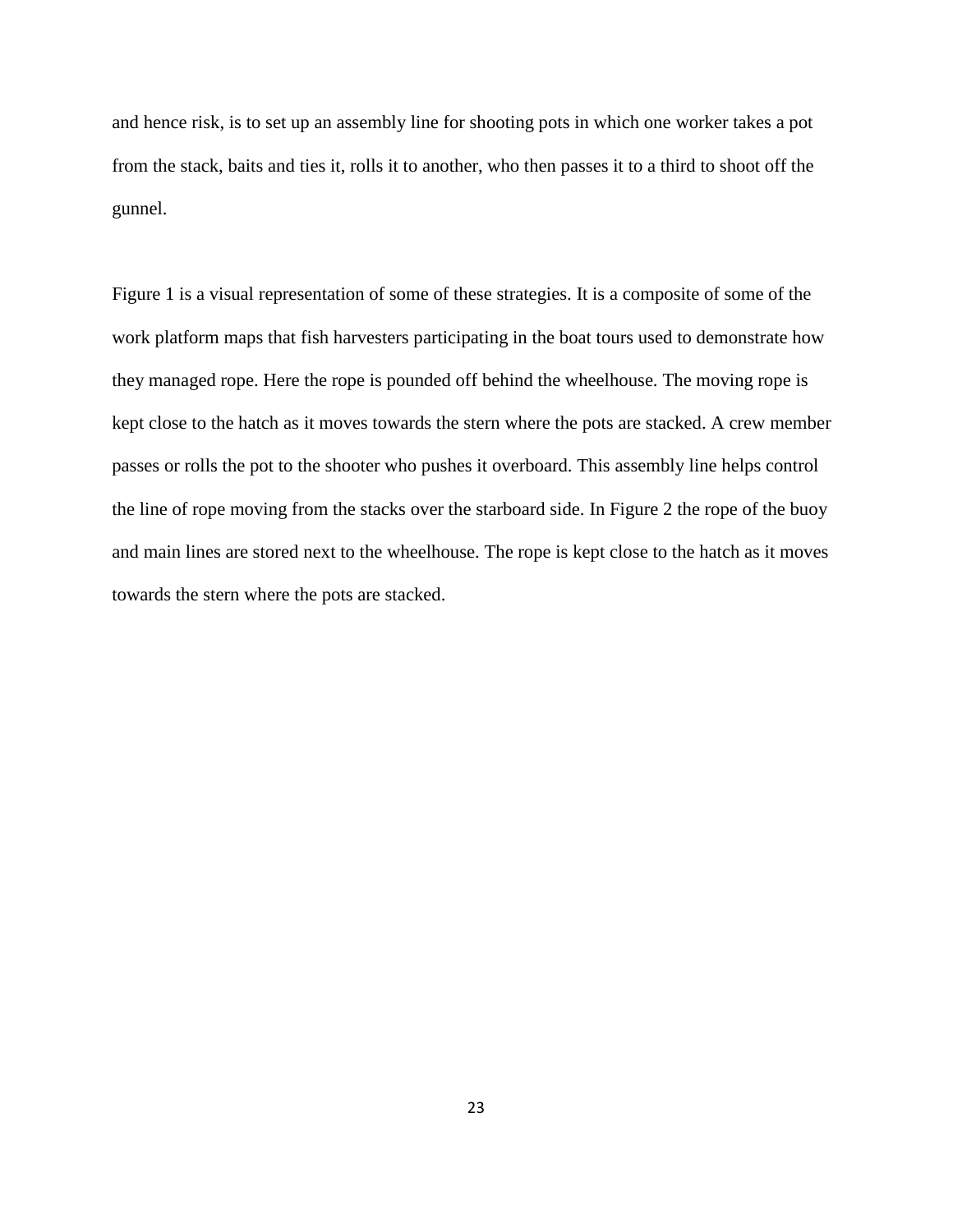and hence risk, is to set up an assembly line for shooting pots in which one worker takes a pot from the stack, baits and ties it, rolls it to another, who then passes it to a third to shoot off the gunnel.

Figure 1 is a visual representation of some of these strategies. It is a composite of some of the work platform maps that fish harvesters participating in the boat tours used to demonstrate how they managed rope. Here the rope is pounded off behind the wheelhouse. The moving rope is kept close to the hatch as it moves towards the stern where the pots are stacked. A crew member passes or rolls the pot to the shooter who pushes it overboard. This assembly line helps control the line of rope moving from the stacks over the starboard side. In Figure 2 the rope of the buoy and main lines are stored next to the wheelhouse. The rope is kept close to the hatch as it moves towards the stern where the pots are stacked.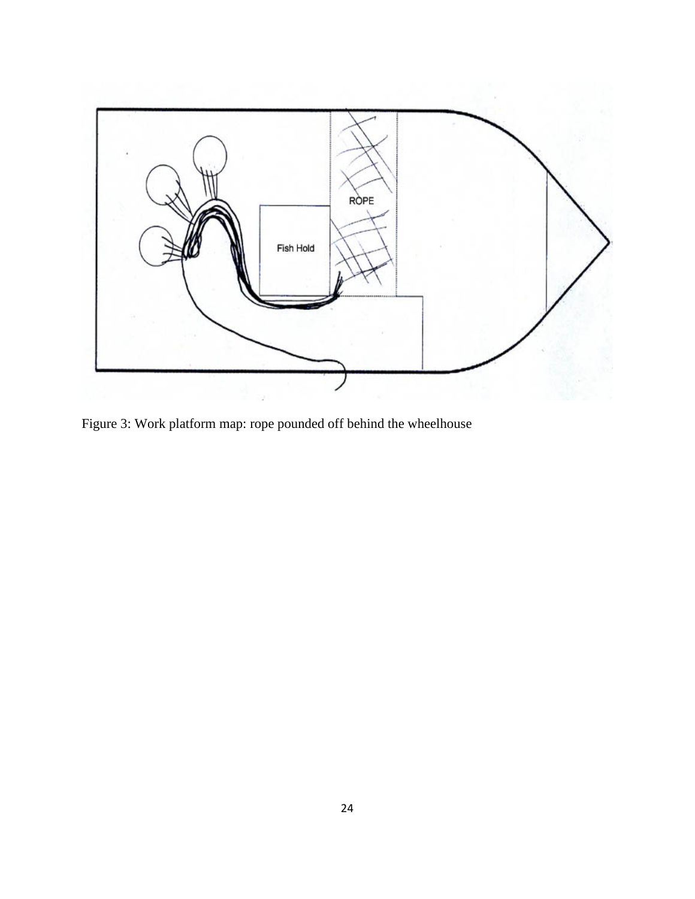Figure 3: Work platform map: rope pounded off behind the wheelhouse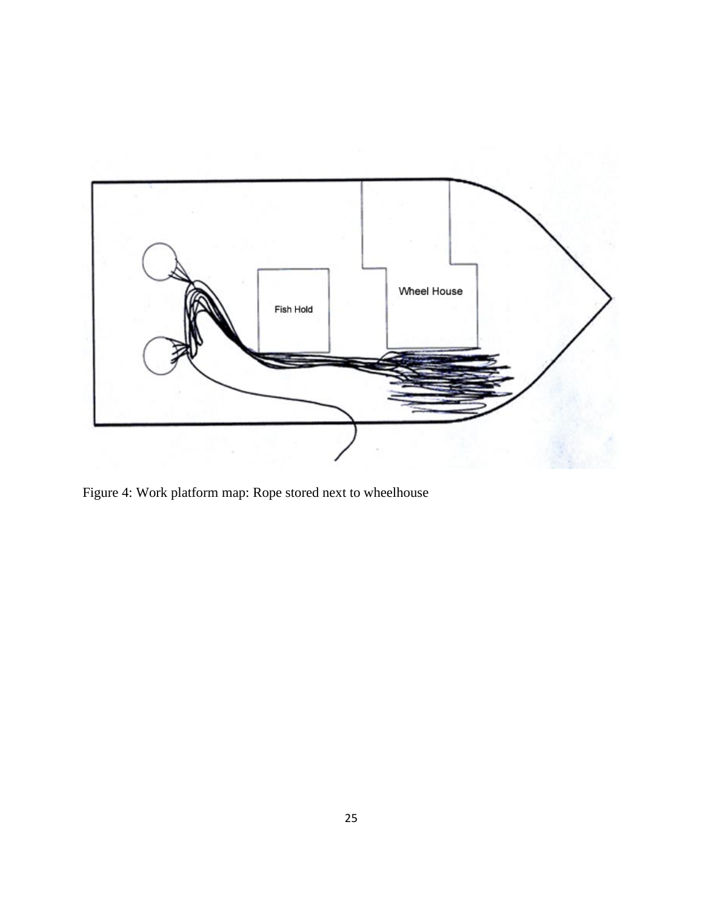Figure 4: Work platform map: Rope stored next to wheelhouse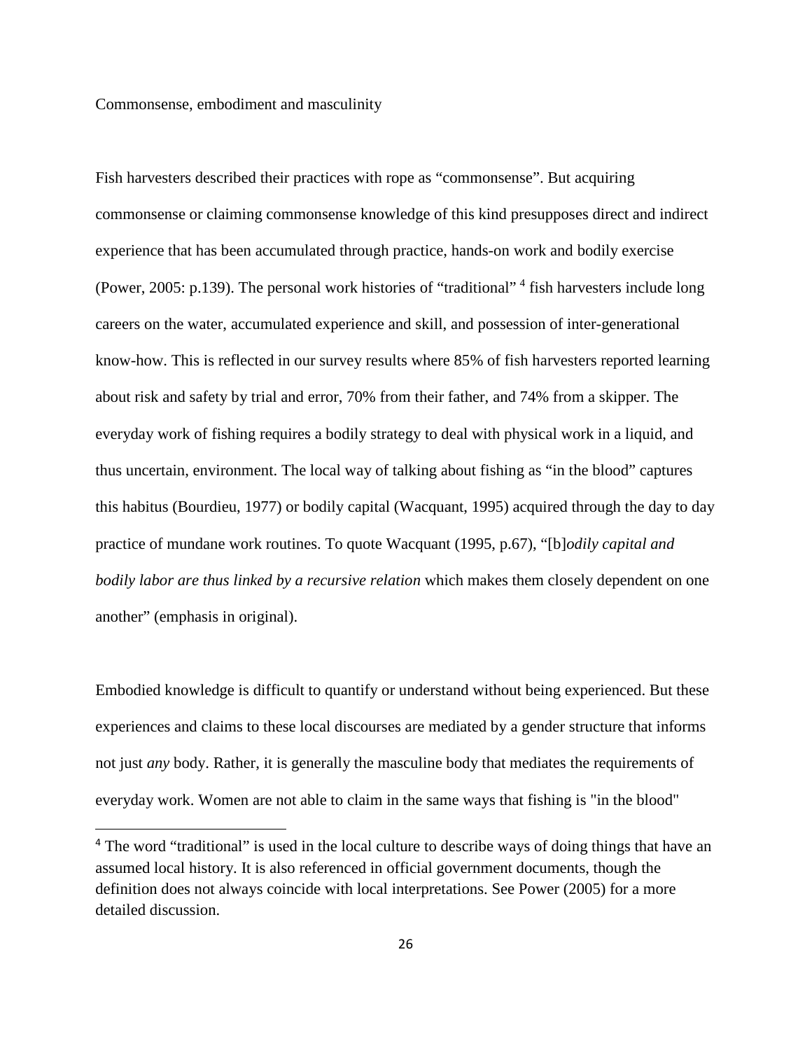## Commonsense, embodiment and masculinity

Fish harvesters described their practices with rope as "commonsense". But acquiring commonsense or claiming commonsense knowledge of this kind presupposes direct and indirect experience that has been accumulated through practice, hands-on work and bodily exercise (Power, 2005: p.139). The personal work histories of "traditional" [4] fish harvesters include long careers on the water, accumulated experience and skill, and possession of inter-generational know-how. This is reflected in our survey results where 85% of fish harvesters reported learning about risk and safety by trial and error, 70% from their father, and 74% from a skipper. The everyday work of fishing requires a bodily strategy to deal with physical work in a liquid, and thus uncertain, environment. The local way of talking about fishing as "in the blood" captures this habitus (Bourdieu, 1977) or bodily capital (Wacquant, 1995) acquired through the day to day practice of mundane work routines. To quote Wacquant (1995, p.67), "[b]*odily capital and bodily labor are thus linked by a recursive relation* which makes them closely dependent on one another" (emphasis in original).

Embodied knowledge is difficult to quantify or understand without being experienced. But these experiences and claims to these local discourses are mediated by a gender structure that informs not just *any* body. Rather, it is generally the masculine body that mediates the requirements of everyday work. Women are not able to claim in the same ways that fishing is "in the blood"

[4] The word "traditional" is used in the local culture to describe ways of doing things that have an assumed local history. It is also referenced in official government documents, though the definition does not always coincide with local interpretations. See Power (2005) for a more detailed discussion.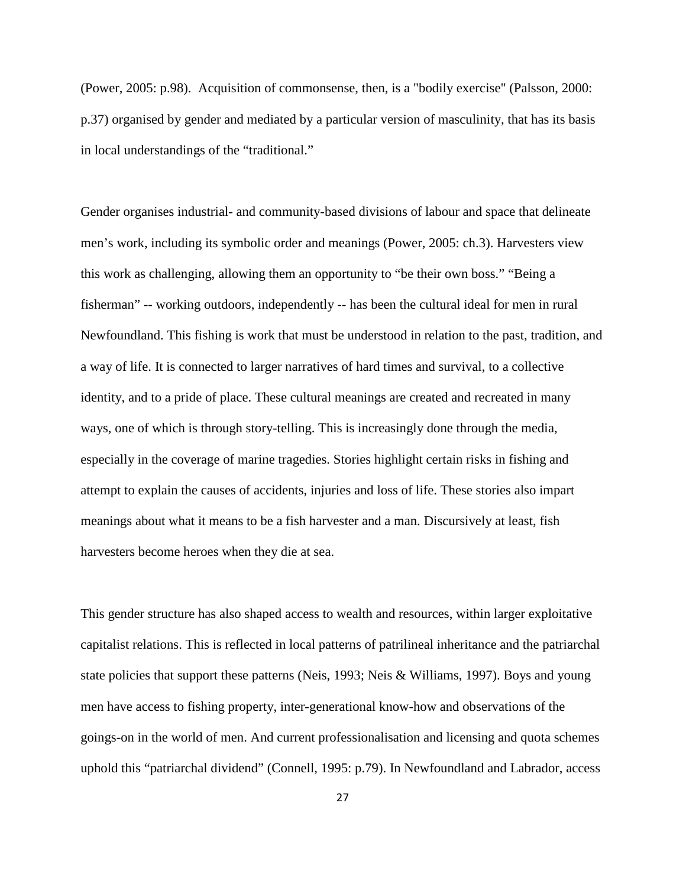(Power, 2005: p.98). Acquisition of commonsense, then, is a "bodily exercise" (Palsson, 2000: p.37) organised by gender and mediated by a particular version of masculinity, that has its basis in local understandings of the "traditional."

Gender organises industrial- and community-based divisions of labour and space that delineate men's work, including its symbolic order and meanings (Power, 2005: ch.3). Harvesters view this work as challenging, allowing them an opportunity to "be their own boss." "Being a fisherman" -- working outdoors, independently -- has been the cultural ideal for men in rural Newfoundland. This fishing is work that must be understood in relation to the past, tradition, and a way of life. It is connected to larger narratives of hard times and survival, to a collective identity, and to a pride of place. These cultural meanings are created and recreated in many ways, one of which is through story-telling. This is increasingly done through the media, especially in the coverage of marine tragedies. Stories highlight certain risks in fishing and attempt to explain the causes of accidents, injuries and loss of life. These stories also impart meanings about what it means to be a fish harvester and a man. Discursively at least, fish harvesters become heroes when they die at sea.

This gender structure has also shaped access to wealth and resources, within larger exploitative capitalist relations. This is reflected in local patterns of patrilineal inheritance and the patriarchal state policies that support these patterns (Neis, 1993; Neis & Williams, 1997). Boys and young men have access to fishing property, inter-generational know-how and observations of the goings-on in the world of men. And current professionalisation and licensing and quota schemes uphold this "patriarchal dividend" (Connell, 1995: p.79). In Newfoundland and Labrador, access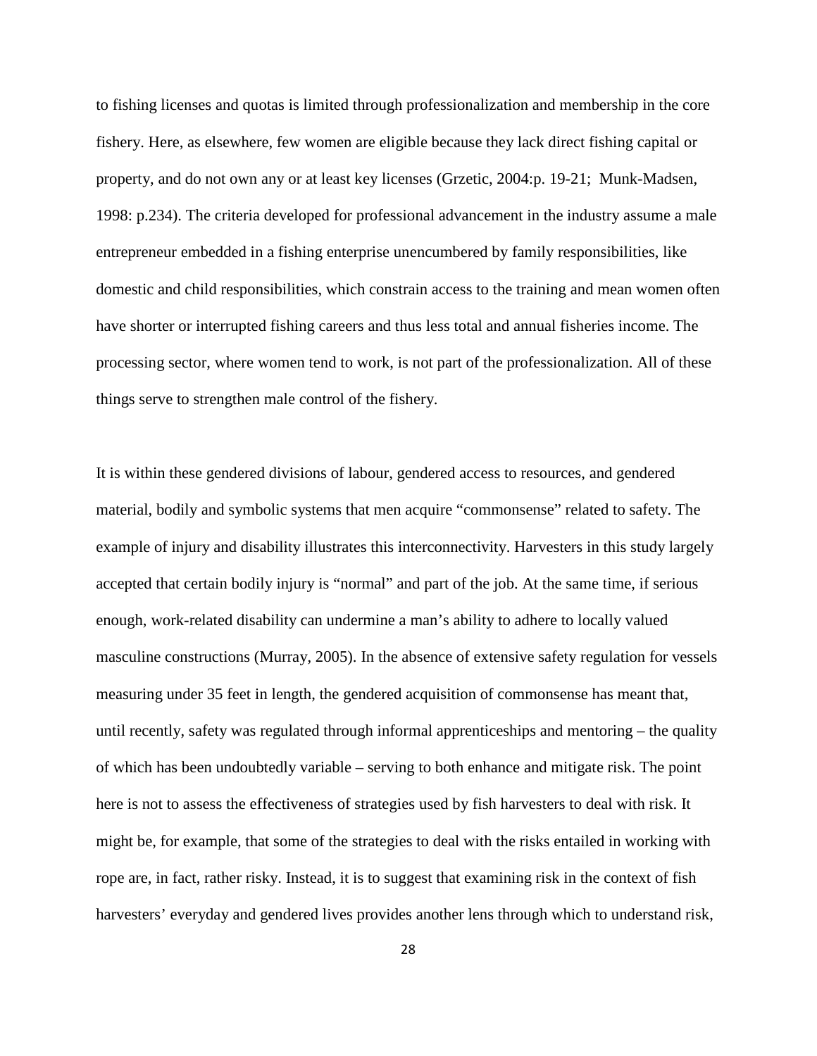to fishing licenses and quotas is limited through professionalization and membership in the core fishery. Here, as elsewhere, few women are eligible because they lack direct fishing capital or property, and do not own any or at least key licenses (Grzetic, 2004:p. 19-21; Munk-Madsen, 1998: p.234). The criteria developed for professional advancement in the industry assume a male entrepreneur embedded in a fishing enterprise unencumbered by family responsibilities, like domestic and child responsibilities, which constrain access to the training and mean women often have shorter or interrupted fishing careers and thus less total and annual fisheries income. The processing sector, where women tend to work, is not part of the professionalization. All of these things serve to strengthen male control of the fishery.

It is within these gendered divisions of labour, gendered access to resources, and gendered material, bodily and symbolic systems that men acquire "commonsense" related to safety. The example of injury and disability illustrates this interconnectivity. Harvesters in this study largely accepted that certain bodily injury is "normal" and part of the job. At the same time, if serious enough, work-related disability can undermine a man's ability to adhere to locally valued masculine constructions (Murray, 2005). In the absence of extensive safety regulation for vessels measuring under 35 feet in length, the gendered acquisition of commonsense has meant that, until recently, safety was regulated through informal apprenticeships and mentoring – the quality of which has been undoubtedly variable – serving to both enhance and mitigate risk. The point here is not to assess the effectiveness of strategies used by fish harvesters to deal with risk. It might be, for example, that some of the strategies to deal with the risks entailed in working with rope are, in fact, rather risky. Instead, it is to suggest that examining risk in the context of fish harvesters' everyday and gendered lives provides another lens through which to understand risk,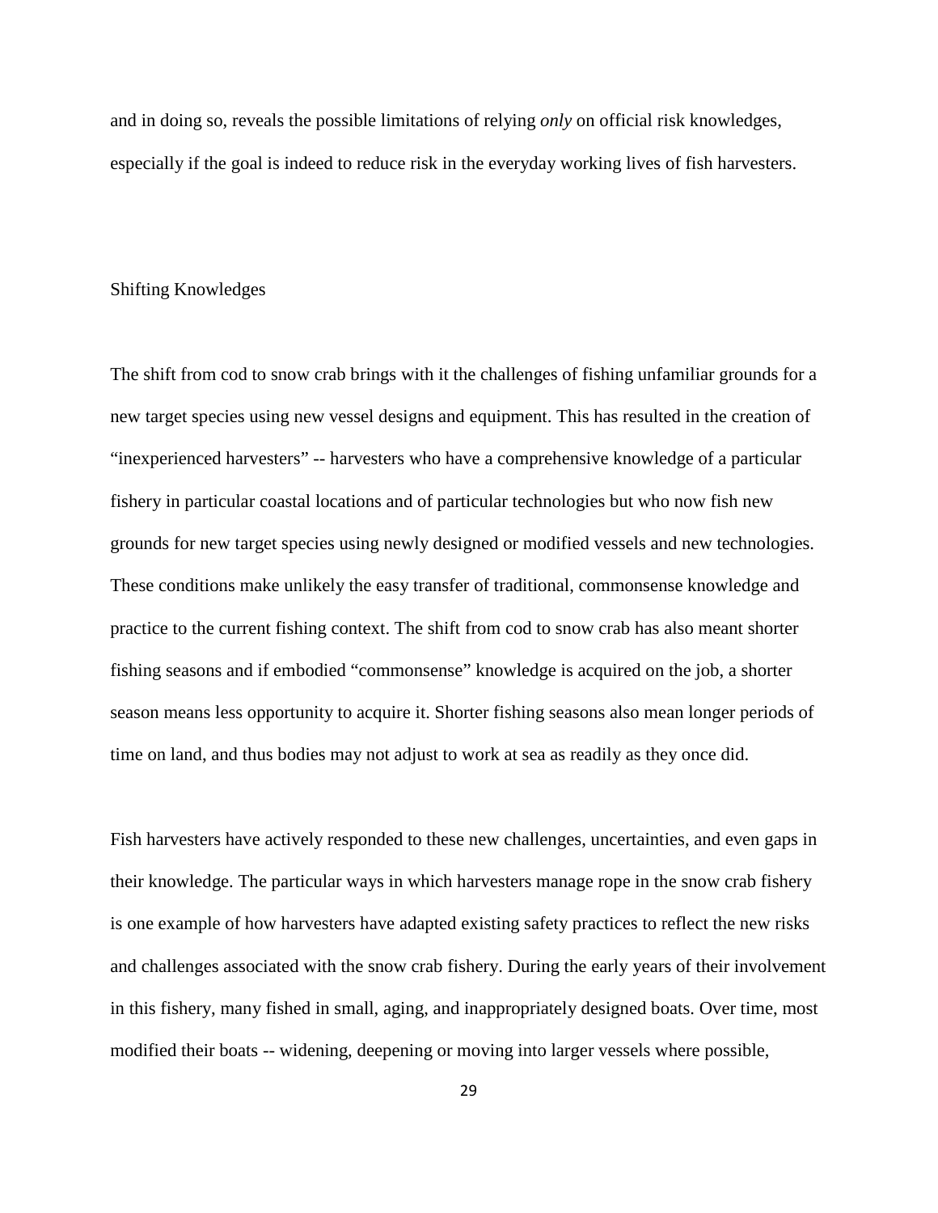and in doing so, reveals the possible limitations of relying *only* on official risk knowledges, especially if the goal is indeed to reduce risk in the everyday working lives of fish harvesters.

## Shifting Knowledges

The shift from cod to snow crab brings with it the challenges of fishing unfamiliar grounds for a new target species using new vessel designs and equipment. This has resulted in the creation of "inexperienced harvesters" -- harvesters who have a comprehensive knowledge of a particular fishery in particular coastal locations and of particular technologies but who now fish new grounds for new target species using newly designed or modified vessels and new technologies. These conditions make unlikely the easy transfer of traditional, commonsense knowledge and practice to the current fishing context. The shift from cod to snow crab has also meant shorter fishing seasons and if embodied "commonsense" knowledge is acquired on the job, a shorter season means less opportunity to acquire it. Shorter fishing seasons also mean longer periods of time on land, and thus bodies may not adjust to work at sea as readily as they once did.

Fish harvesters have actively responded to these new challenges, uncertainties, and even gaps in their knowledge. The particular ways in which harvesters manage rope in the snow crab fishery is one example of how harvesters have adapted existing safety practices to reflect the new risks and challenges associated with the snow crab fishery. During the early years of their involvement in this fishery, many fished in small, aging, and inappropriately designed boats. Over time, most modified their boats -- widening, deepening or moving into larger vessels where possible,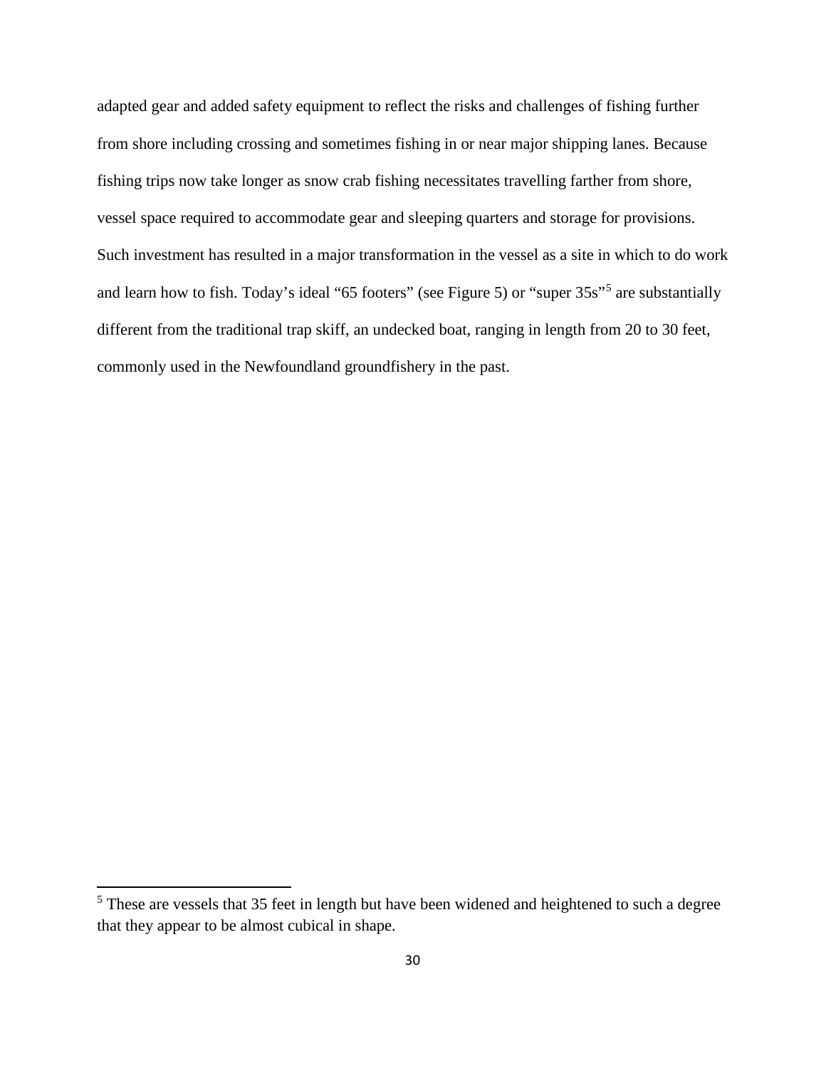adapted gear and added safety equipment to reflect the risks and challenges of fishing further from shore including crossing and sometimes fishing in or near major shipping lanes. Because fishing trips now take longer as snow crab fishing necessitates travelling farther from shore, vessel space required to accommodate gear and sleeping quarters and storage for provisions. Such investment has resulted in a major transformation in the vessel as a site in which to do work and learn how to fish. Today's ideal "65 footers" (see Figure 5) or "super 35s"[5] are substantially different from the traditional trap skiff, an undecked boat, ranging in length from 20 to 30 feet, commonly used in the Newfoundland groundfishery in the past.

---

[5] These are vessels that 35 feet in length but have been widened and heightened to such a degree that they appear to be almost cubical in shape.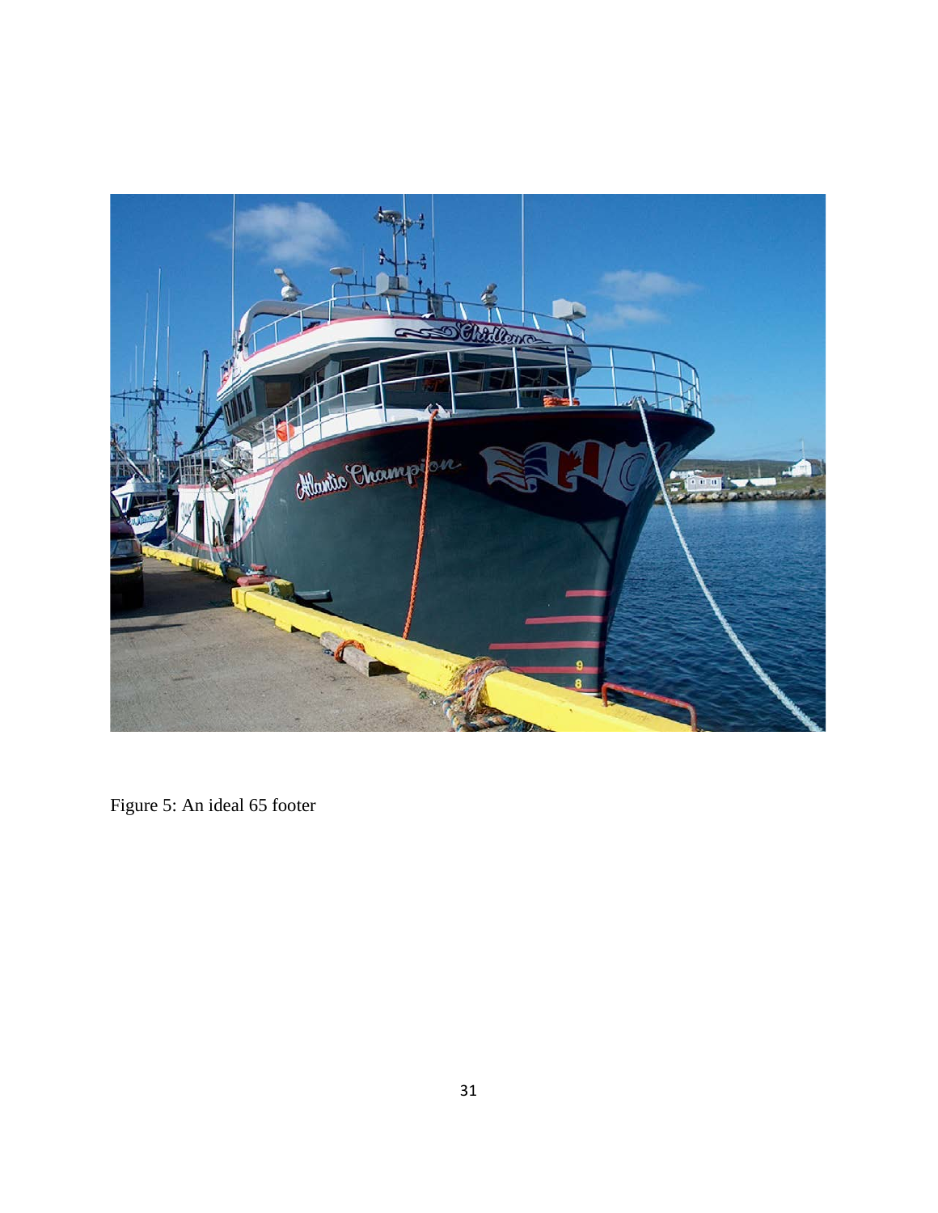Figure 5: An ideal 65 footer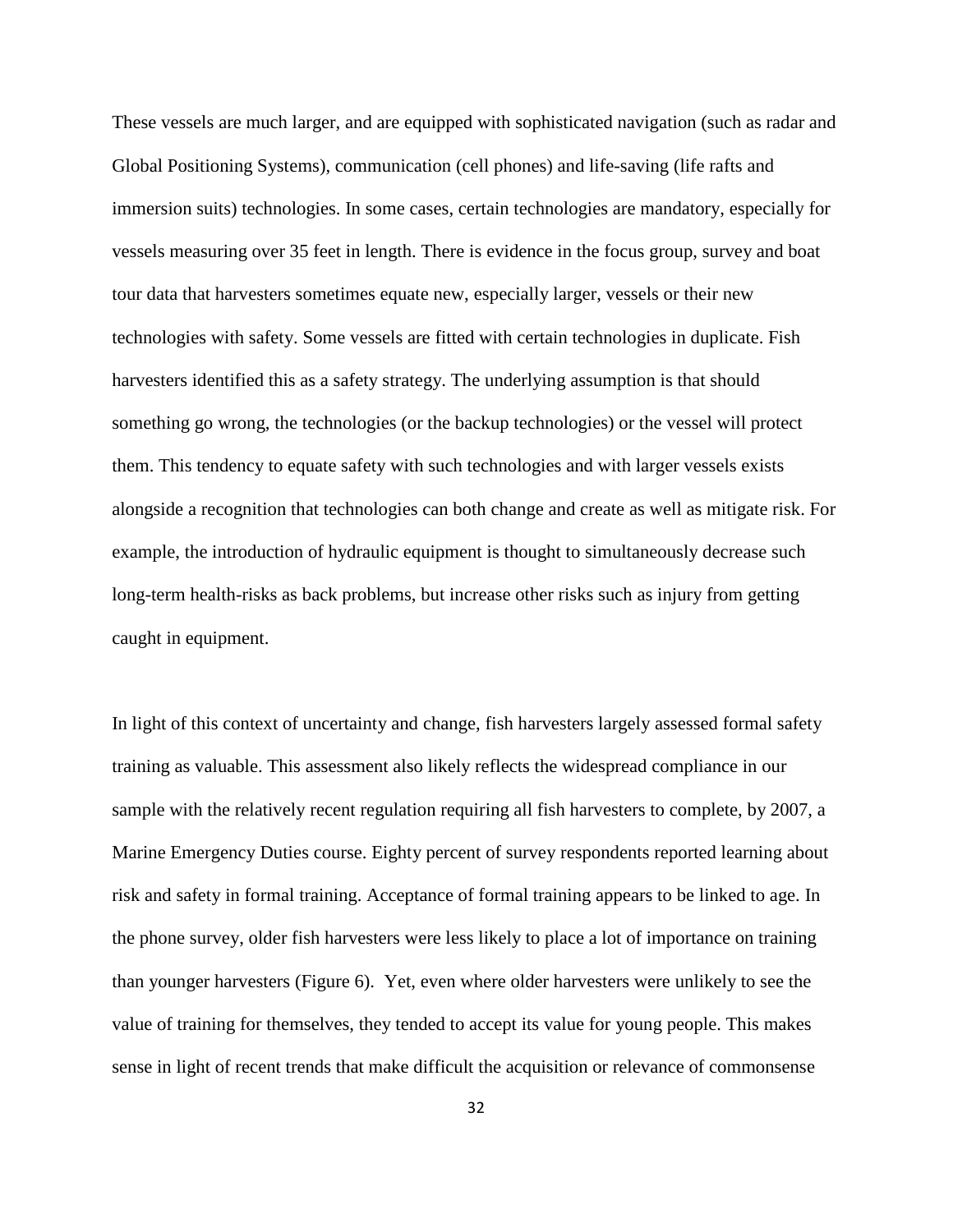These vessels are much larger, and are equipped with sophisticated navigation (such as radar and Global Positioning Systems), communication (cell phones) and life-saving (life rafts and immersion suits) technologies. In some cases, certain technologies are mandatory, especially for vessels measuring over 35 feet in length. There is evidence in the focus group, survey and boat tour data that harvesters sometimes equate new, especially larger, vessels or their new technologies with safety. Some vessels are fitted with certain technologies in duplicate. Fish harvesters identified this as a safety strategy. The underlying assumption is that should something go wrong, the technologies (or the backup technologies) or the vessel will protect them. This tendency to equate safety with such technologies and with larger vessels exists alongside a recognition that technologies can both change and create as well as mitigate risk. For example, the introduction of hydraulic equipment is thought to simultaneously decrease such long-term health-risks as back problems, but increase other risks such as injury from getting caught in equipment.

In light of this context of uncertainty and change, fish harvesters largely assessed formal safety training as valuable. This assessment also likely reflects the widespread compliance in our sample with the relatively recent regulation requiring all fish harvesters to complete, by 2007, a Marine Emergency Duties course. Eighty percent of survey respondents reported learning about risk and safety in formal training. Acceptance of formal training appears to be linked to age. In the phone survey, older fish harvesters were less likely to place a lot of importance on training than younger harvesters (Figure 6). Yet, even where older harvesters were unlikely to see the value of training for themselves, they tended to accept its value for young people. This makes sense in light of recent trends that make difficult the acquisition or relevance of commonsense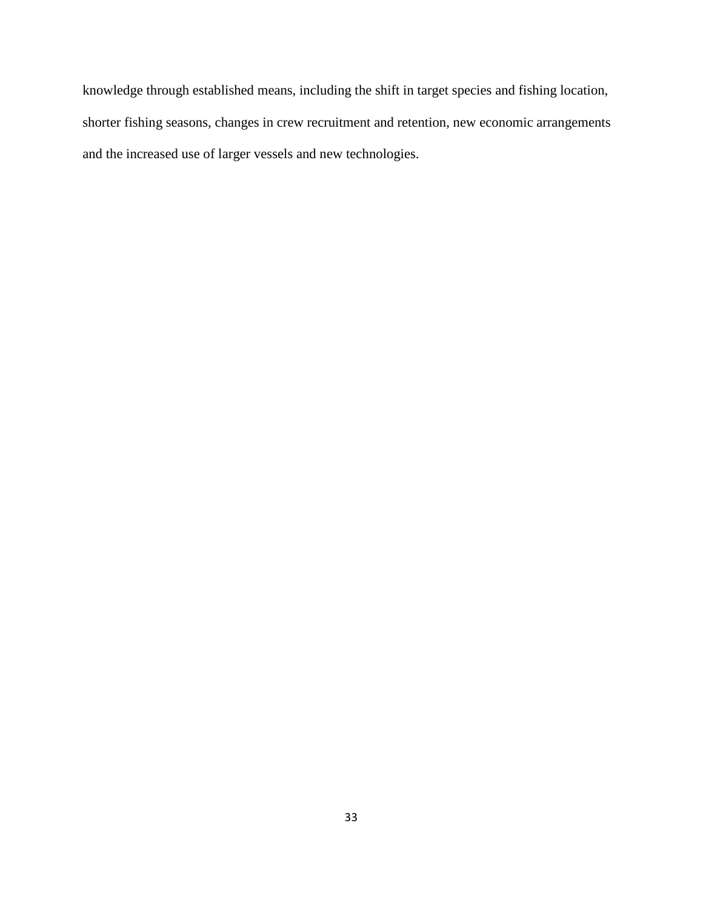knowledge through established means, including the shift in target species and fishing location, shorter fishing seasons, changes in crew recruitment and retention, new economic arrangements and the increased use of larger vessels and new technologies.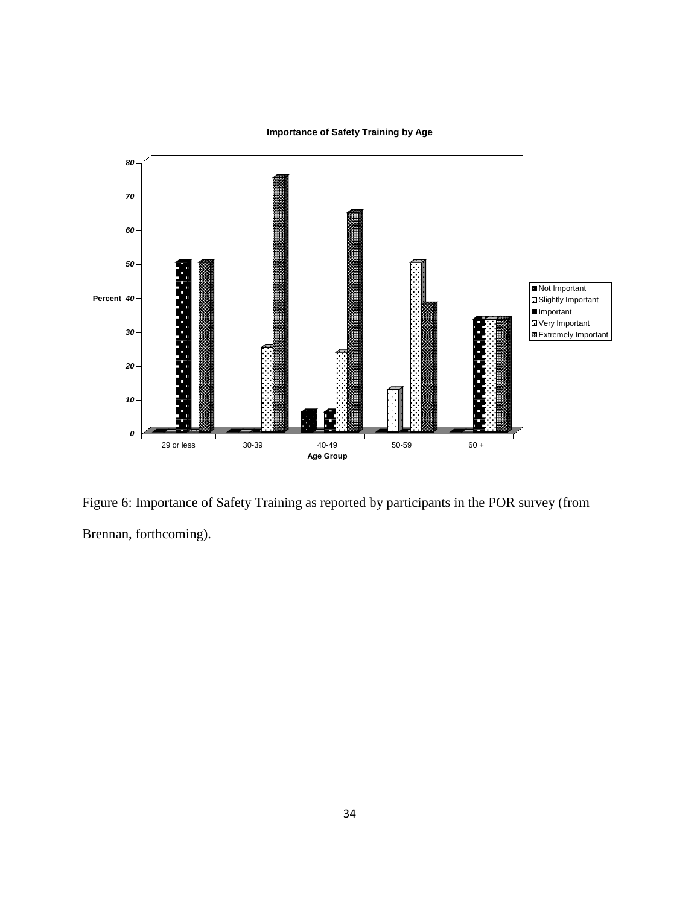Figure 6: Importance of Safety Training as reported by participants in the POR survey (from Brennan, forthcoming).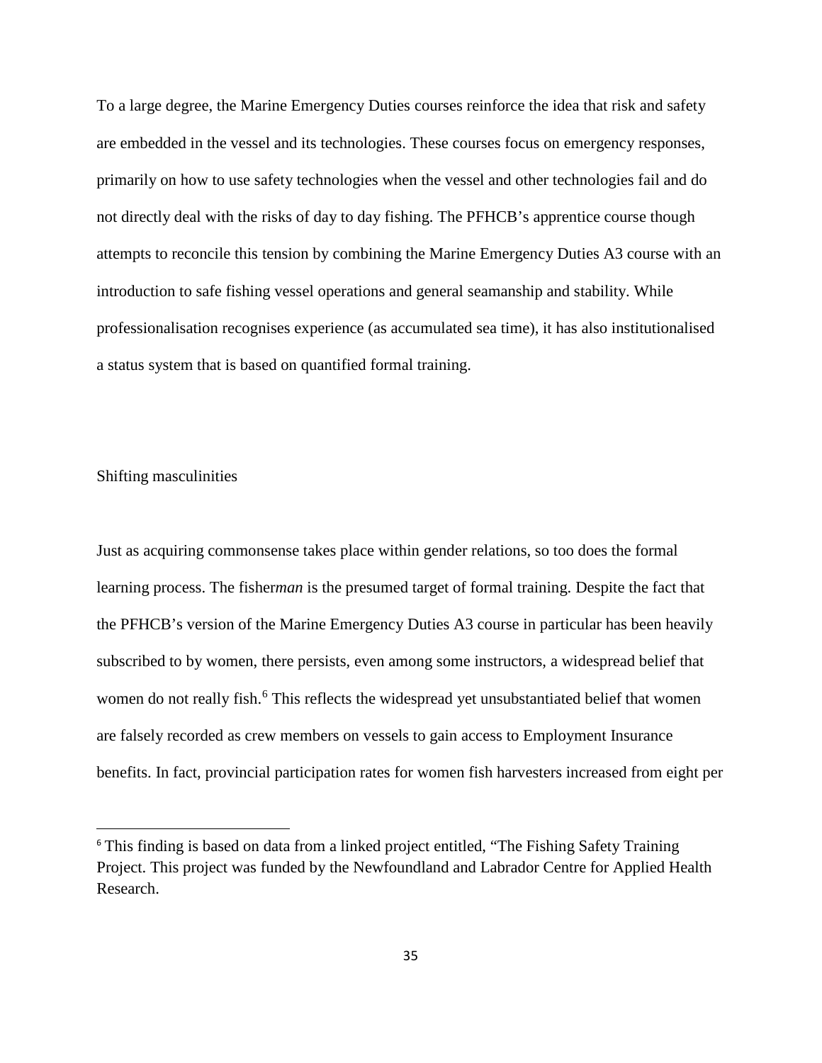To a large degree, the Marine Emergency Duties courses reinforce the idea that risk and safety are embedded in the vessel and its technologies. These courses focus on emergency responses, primarily on how to use safety technologies when the vessel and other technologies fail and do not directly deal with the risks of day to day fishing. The PFHCB's apprentice course though attempts to reconcile this tension by combining the Marine Emergency Duties A3 course with an introduction to safe fishing vessel operations and general seamanship and stability. While professionalisation recognises experience (as accumulated sea time), it has also institutionalised a status system that is based on quantified formal training.

## Shifting masculinities

Just as acquiring commonsense takes place within gender relations, so too does the formal learning process. The fisher*man* is the presumed target of formal training. Despite the fact that the PFHCB's version of the Marine Emergency Duties A3 course in particular has been heavily subscribed to by women, there persists, even among some instructors, a widespread belief that women do not really fish.[6] This reflects the widespread yet unsubstantiated belief that women are falsely recorded as crew members on vessels to gain access to Employment Insurance benefits. In fact, provincial participation rates for women fish harvesters increased from eight per

---

[6] This finding is based on data from a linked project entitled, "The Fishing Safety Training Project. This project was funded by the Newfoundland and Labrador Centre for Applied Health Research.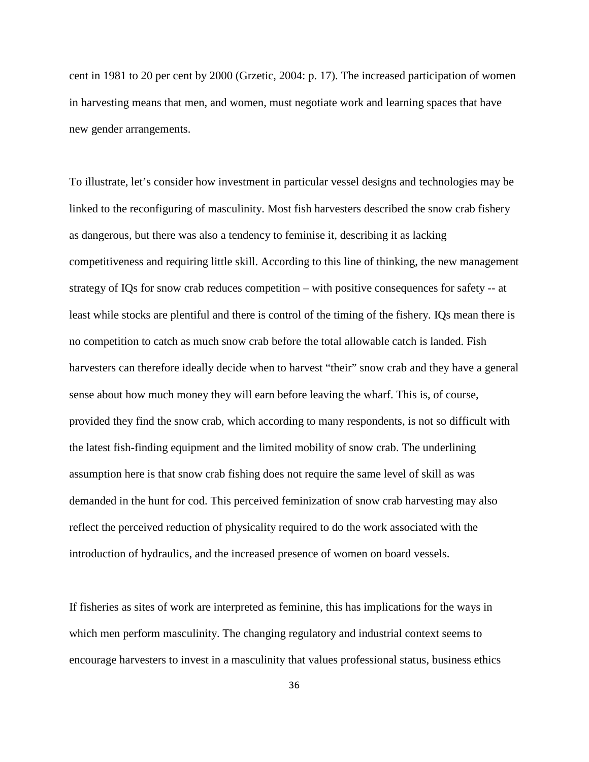cent in 1981 to 20 per cent by 2000 (Grzetic, 2004: p. 17). The increased participation of women in harvesting means that men, and women, must negotiate work and learning spaces that have new gender arrangements.

To illustrate, let's consider how investment in particular vessel designs and technologies may be linked to the reconfiguring of masculinity. Most fish harvesters described the snow crab fishery as dangerous, but there was also a tendency to feminise it, describing it as lacking competitiveness and requiring little skill. According to this line of thinking, the new management strategy of IQs for snow crab reduces competition – with positive consequences for safety -- at least while stocks are plentiful and there is control of the timing of the fishery. IQs mean there is no competition to catch as much snow crab before the total allowable catch is landed. Fish harvesters can therefore ideally decide when to harvest "their" snow crab and they have a general sense about how much money they will earn before leaving the wharf. This is, of course, provided they find the snow crab, which according to many respondents, is not so difficult with the latest fish-finding equipment and the limited mobility of snow crab. The underlining assumption here is that snow crab fishing does not require the same level of skill as was demanded in the hunt for cod. This perceived feminization of snow crab harvesting may also reflect the perceived reduction of physicality required to do the work associated with the introduction of hydraulics, and the increased presence of women on board vessels.

If fisheries as sites of work are interpreted as feminine, this has implications for the ways in which men perform masculinity. The changing regulatory and industrial context seems to encourage harvesters to invest in a masculinity that values professional status, business ethics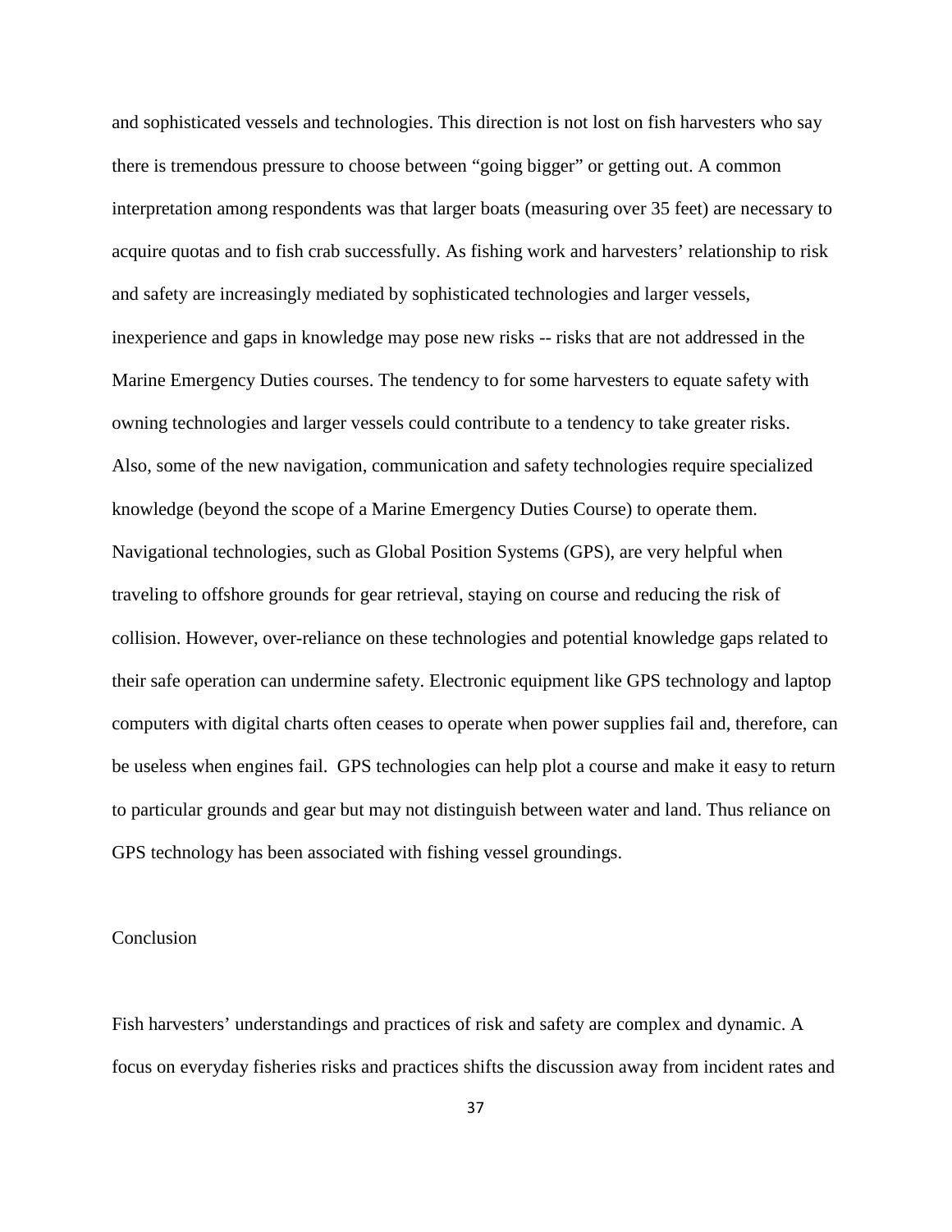and sophisticated vessels and technologies. This direction is not lost on fish harvesters who say there is tremendous pressure to choose between "going bigger" or getting out. A common interpretation among respondents was that larger boats (measuring over 35 feet) are necessary to acquire quotas and to fish crab successfully. As fishing work and harvesters' relationship to risk and safety are increasingly mediated by sophisticated technologies and larger vessels, inexperience and gaps in knowledge may pose new risks -- risks that are not addressed in the Marine Emergency Duties courses. The tendency to for some harvesters to equate safety with owning technologies and larger vessels could contribute to a tendency to take greater risks. Also, some of the new navigation, communication and safety technologies require specialized knowledge (beyond the scope of a Marine Emergency Duties Course) to operate them. Navigational technologies, such as Global Position Systems (GPS), are very helpful when traveling to offshore grounds for gear retrieval, staying on course and reducing the risk of collision. However, over-reliance on these technologies and potential knowledge gaps related to their safe operation can undermine safety. Electronic equipment like GPS technology and laptop computers with digital charts often ceases to operate when power supplies fail and, therefore, can be useless when engines fail. GPS technologies can help plot a course and make it easy to return to particular grounds and gear but may not distinguish between water and land. Thus reliance on GPS technology has been associated with fishing vessel groundings.

## Conclusion

Fish harvesters' understandings and practices of risk and safety are complex and dynamic. A focus on everyday fisheries risks and practices shifts the discussion away from incident rates and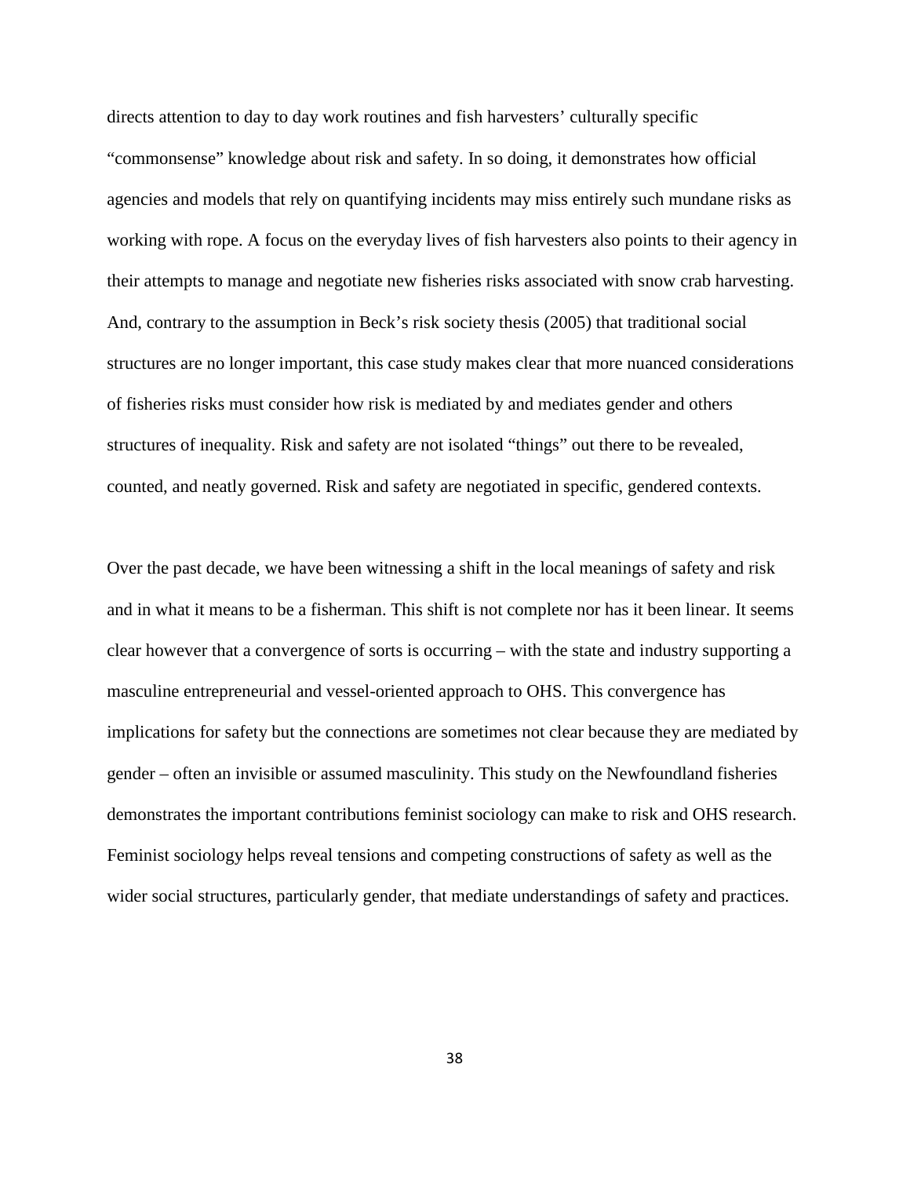directs attention to day to day work routines and fish harvesters' culturally specific "commonsense" knowledge about risk and safety. In so doing, it demonstrates how official agencies and models that rely on quantifying incidents may miss entirely such mundane risks as working with rope. A focus on the everyday lives of fish harvesters also points to their agency in their attempts to manage and negotiate new fisheries risks associated with snow crab harvesting. And, contrary to the assumption in Beck's risk society thesis (2005) that traditional social structures are no longer important, this case study makes clear that more nuanced considerations of fisheries risks must consider how risk is mediated by and mediates gender and others structures of inequality. Risk and safety are not isolated "things" out there to be revealed, counted, and neatly governed. Risk and safety are negotiated in specific, gendered contexts.

Over the past decade, we have been witnessing a shift in the local meanings of safety and risk and in what it means to be a fisherman. This shift is not complete nor has it been linear. It seems clear however that a convergence of sorts is occurring – with the state and industry supporting a masculine entrepreneurial and vessel-oriented approach to OHS. This convergence has implications for safety but the connections are sometimes not clear because they are mediated by gender – often an invisible or assumed masculinity. This study on the Newfoundland fisheries demonstrates the important contributions feminist sociology can make to risk and OHS research. Feminist sociology helps reveal tensions and competing constructions of safety as well as the wider social structures, particularly gender, that mediate understandings of safety and practices.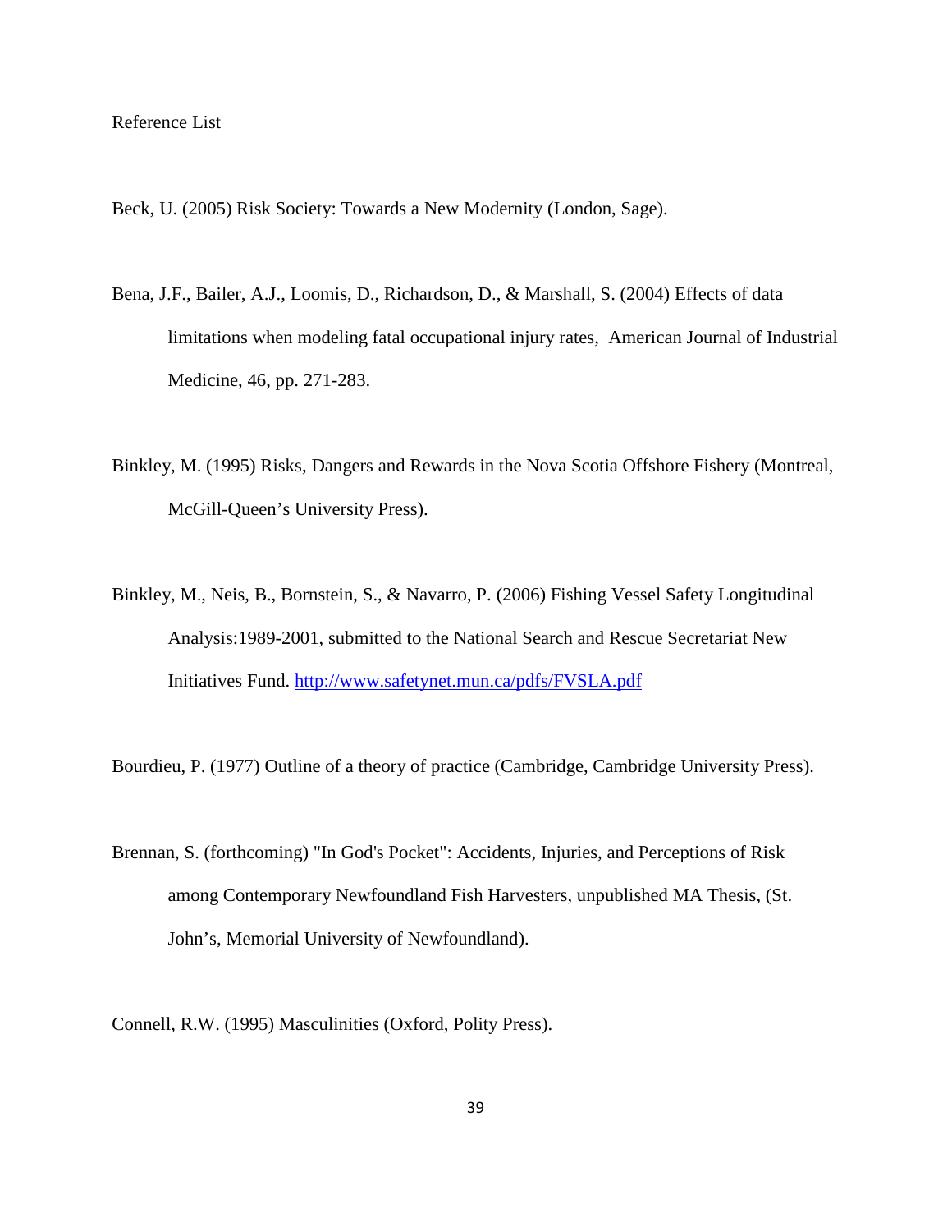# Reference List

Beck, U. (2005) Risk Society: Towards a New Modernity (London, Sage).

Bena, J.F., Bailer, A.J., Loomis, D., Richardson, D., & Marshall, S. (2004) Effects of data limitations when modeling fatal occupational injury rates, American Journal of Industrial Medicine, 46, pp. 271-283.

Binkley, M. (1995) Risks, Dangers and Rewards in the Nova Scotia Offshore Fishery (Montreal, McGill-Queen's University Press).

Binkley, M., Neis, B., Bornstein, S., & Navarro, P. (2006) Fishing Vessel Safety Longitudinal Analysis:1989-2001, submitted to the National Search and Rescue Secretariat New Initiatives Fund. http://www.safetynet.mun.ca/pdfs/FVSLA.pdf

Bourdieu, P. (1977) Outline of a theory of practice (Cambridge, Cambridge University Press).

Brennan, S. (forthcoming) "In God's Pocket": Accidents, Injuries, and Perceptions of Risk among Contemporary Newfoundland Fish Harvesters, unpublished MA Thesis, (St. John's, Memorial University of Newfoundland).

Connell, R.W. (1995) Masculinities (Oxford, Polity Press).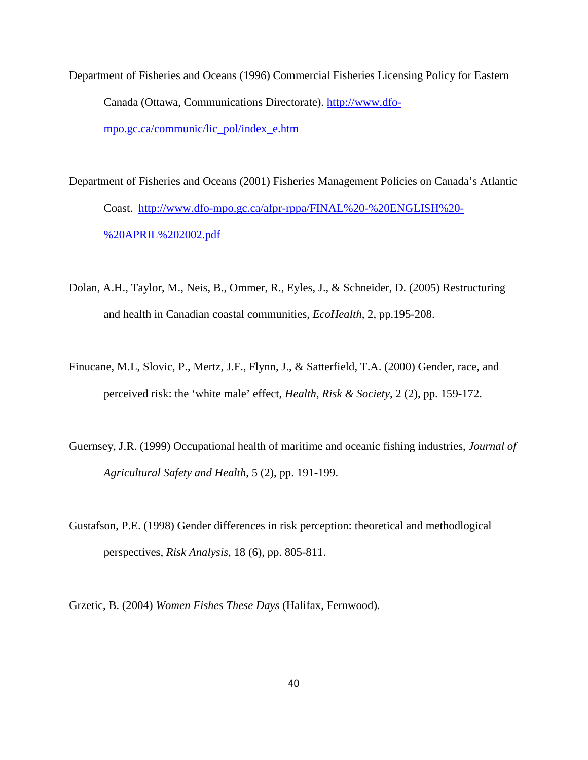Department of Fisheries and Oceans (1996) Commercial Fisheries Licensing Policy for Eastern Canada (Ottawa, Communications Directorate). http://www.dfo-mpo.gc.ca/communic/lic_pol/index_e.htm

Department of Fisheries and Oceans (2001) Fisheries Management Policies on Canada's Atlantic Coast. http://www.dfo-mpo.gc.ca/afpr-rppa/FINAL%20-%20ENGLISH%20-%20APRIL%202002.pdf

Dolan, A.H., Taylor, M., Neis, B., Ommer, R., Eyles, J., & Schneider, D. (2005) Restructuring and health in Canadian coastal communities, *EcoHealth*, 2, pp.195-208.

Finucane, M.L, Slovic, P., Mertz, J.F., Flynn, J., & Satterfield, T.A. (2000) Gender, race, and perceived risk: the 'white male' effect, *Health, Risk & Society*, 2 (2), pp. 159-172.

Guernsey, J.R. (1999) Occupational health of maritime and oceanic fishing industries, *Journal of Agricultural Safety and Health*, 5 (2), pp. 191-199.

Gustafson, P.E. (1998) Gender differences in risk perception: theoretical and methodlogical perspectives, *Risk Analysis*, 18 (6), pp. 805-811.

Grzetic, B. (2004) *Women Fishes These Days* (Halifax, Fernwood).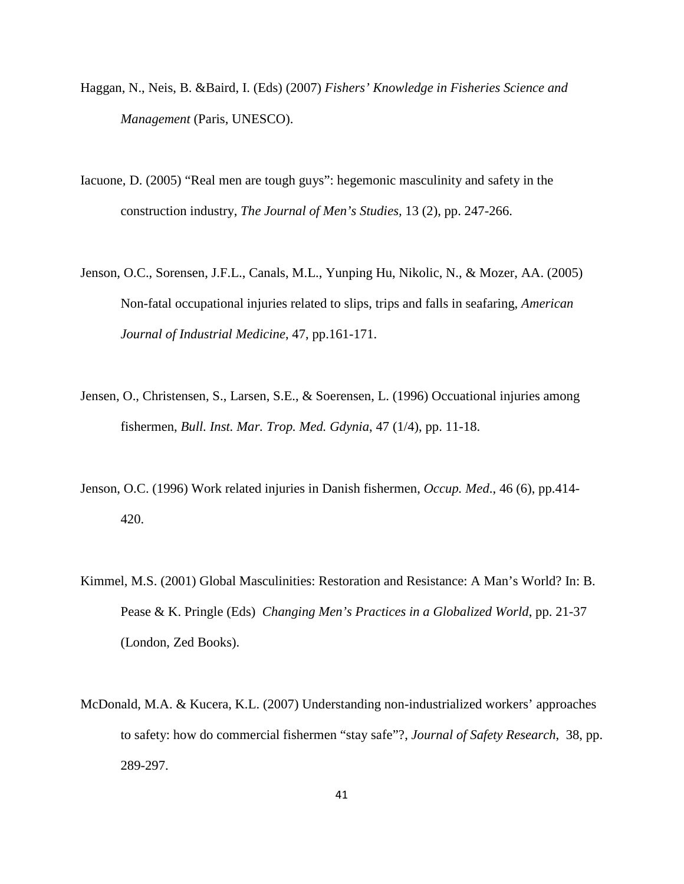Haggan, N., Neis, B. &Baird, I. (Eds) (2007) *Fishers' Knowledge in Fisheries Science and Management* (Paris, UNESCO).

Iacuone, D. (2005) "Real men are tough guys": hegemonic masculinity and safety in the construction industry, *The Journal of Men's Studies,* 13 (2), pp. 247-266.

Jenson, O.C., Sorensen, J.F.L., Canals, M.L., Yunping Hu, Nikolic, N., & Mozer, AA. (2005) Non-fatal occupational injuries related to slips, trips and falls in seafaring, *American Journal of Industrial Medicine*, 47, pp.161-171.

Jensen, O., Christensen, S., Larsen, S.E., & Soerensen, L. (1996) Occuational injuries among fishermen, *Bull. Inst. Mar. Trop. Med. Gdynia*, 47 (1/4), pp. 11-18.

Jenson, O.C. (1996) Work related injuries in Danish fishermen, *Occup. Med*., 46 (6), pp.414-420.

Kimmel, M.S. (2001) Global Masculinities: Restoration and Resistance: A Man's World? In: B. Pease & K. Pringle (Eds) *Changing Men's Practices in a Globalized World*, pp. 21-37 (London, Zed Books).

McDonald, M.A. & Kucera, K.L. (2007) Understanding non-industrialized workers' approaches to safety: how do commercial fishermen "stay safe"?, *Journal of Safety Research*, 38, pp. 289-297.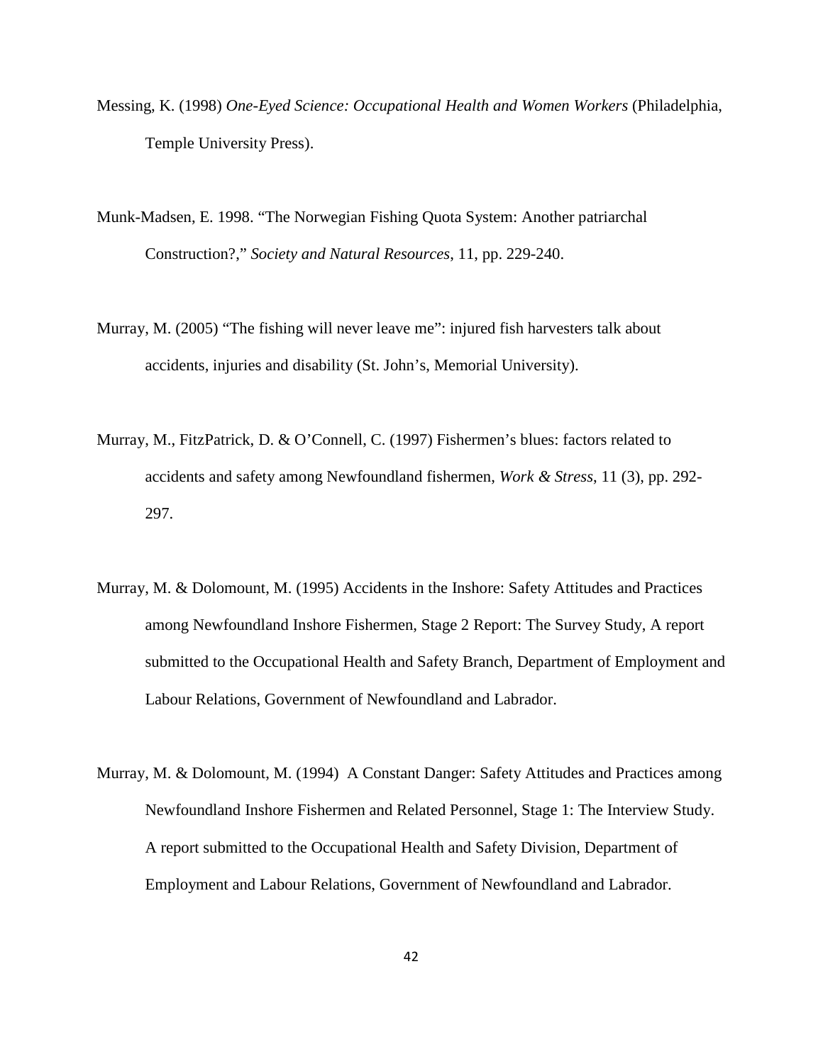Messing, K. (1998) *One-Eyed Science: Occupational Health and Women Workers* (Philadelphia, Temple University Press).

Munk-Madsen, E. 1998. "The Norwegian Fishing Quota System: Another patriarchal Construction?," *Society and Natural Resources*, 11, pp. 229-240.

Murray, M. (2005) "The fishing will never leave me": injured fish harvesters talk about accidents, injuries and disability (St. John's, Memorial University).

Murray, M., FitzPatrick, D. & O'Connell, C. (1997) Fishermen's blues: factors related to accidents and safety among Newfoundland fishermen, *Work & Stress*, 11 (3), pp. 292-297.

Murray, M. & Dolomount, M. (1995) Accidents in the Inshore: Safety Attitudes and Practices among Newfoundland Inshore Fishermen, Stage 2 Report: The Survey Study, A report submitted to the Occupational Health and Safety Branch, Department of Employment and Labour Relations, Government of Newfoundland and Labrador.

Murray, M. & Dolomount, M. (1994) A Constant Danger: Safety Attitudes and Practices among Newfoundland Inshore Fishermen and Related Personnel, Stage 1: The Interview Study. A report submitted to the Occupational Health and Safety Division, Department of Employment and Labour Relations, Government of Newfoundland and Labrador.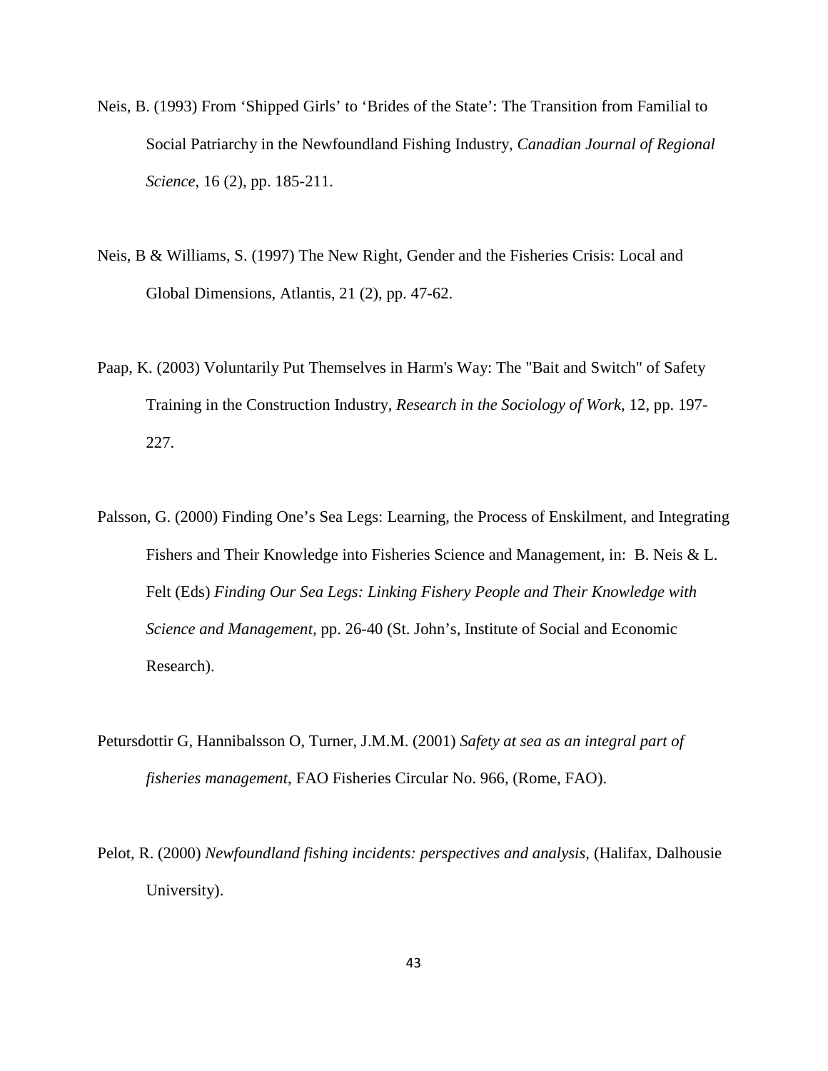Neis, B. (1993) From ‘Shipped Girls’ to ‘Brides of the State’: The Transition from Familial to Social Patriarchy in the Newfoundland Fishing Industry, *Canadian Journal of Regional Science*, 16 (2), pp. 185-211.

Neis, B & Williams, S. (1997) The New Right, Gender and the Fisheries Crisis: Local and Global Dimensions, Atlantis, 21 (2), pp. 47-62.

Paap, K. (2003) Voluntarily Put Themselves in Harm's Way: The "Bait and Switch" of Safety Training in the Construction Industry, *Research in the Sociology of Work*, 12, pp. 197-227.

Palsson, G. (2000) Finding One’s Sea Legs: Learning, the Process of Enskilment, and Integrating Fishers and Their Knowledge into Fisheries Science and Management, in: B. Neis & L. Felt (Eds) *Finding Our Sea Legs: Linking Fishery People and Their Knowledge with Science and Management,* pp. 26-40 (St. John’s, Institute of Social and Economic Research).

Petursdottir G, Hannibalsson O, Turner, J.M.M. (2001) *Safety at sea as an integral part of fisheries management*, FAO Fisheries Circular No. 966, (Rome, FAO).

Pelot, R. (2000) *Newfoundland fishing incidents: perspectives and analysis*, (Halifax, Dalhousie University).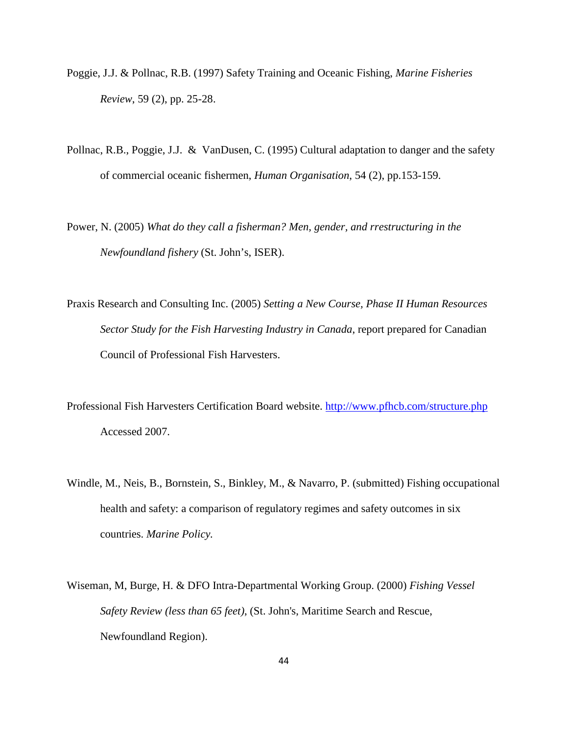Poggie, J.J. & Pollnac, R.B. (1997) Safety Training and Oceanic Fishing, *Marine Fisheries Review*, 59 (2), pp. 25-28.

Pollnac, R.B., Poggie, J.J. & VanDusen, C. (1995) Cultural adaptation to danger and the safety of commercial oceanic fishermen, *Human Organisation*, 54 (2), pp.153-159.

Power, N. (2005) *What do they call a fisherman? Men, gender, and rrestructuring in the Newfoundland fishery* (St. John's, ISER).

Praxis Research and Consulting Inc. (2005) *Setting a New Course, Phase II Human Resources Sector Study for the Fish Harvesting Industry in Canada*, report prepared for Canadian Council of Professional Fish Harvesters.

Professional Fish Harvesters Certification Board website. http://www.pfhcb.com/structure.php Accessed 2007.

Windle, M., Neis, B., Bornstein, S., Binkley, M., & Navarro, P. (submitted) Fishing occupational health and safety: a comparison of regulatory regimes and safety outcomes in six countries. *Marine Policy.*

Wiseman, M, Burge, H. & DFO Intra-Departmental Working Group. (2000) *Fishing Vessel Safety Review (less than 65 feet)*, (St. John's, Maritime Search and Rescue, Newfoundland Region).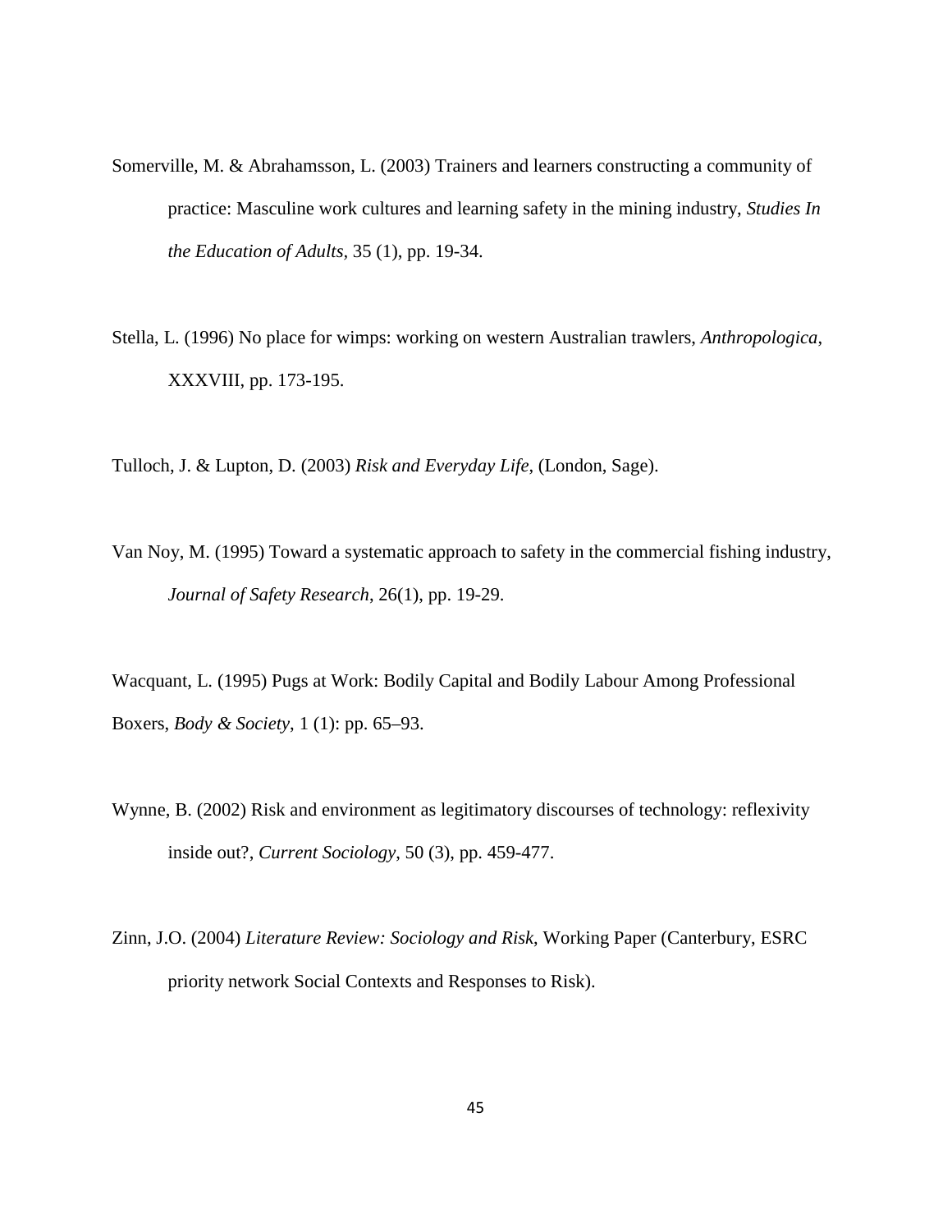Somerville, M. & Abrahamsson, L. (2003) Trainers and learners constructing a community of practice: Masculine work cultures and learning safety in the mining industry, *Studies In the Education of Adults*, 35 (1), pp. 19-34.

Stella, L. (1996) No place for wimps: working on western Australian trawlers, *Anthropologica*, XXXVIII, pp. 173-195.

Tulloch, J. & Lupton, D. (2003) *Risk and Everyday Life*, (London, Sage).

Van Noy, M. (1995) Toward a systematic approach to safety in the commercial fishing industry, *Journal of Safety Research*, 26(1), pp. 19-29.

Wacquant, L. (1995) Pugs at Work: Bodily Capital and Bodily Labour Among Professional Boxers, *Body & Society*, 1 (1): pp. 65–93.

Wynne, B. (2002) Risk and environment as legitimatory discourses of technology: reflexivity inside out?, *Current Sociology*, 50 (3), pp. 459-477.

Zinn, J.O. (2004) *Literature Review: Sociology and Risk*, Working Paper (Canterbury, ESRC priority network Social Contexts and Responses to Risk).